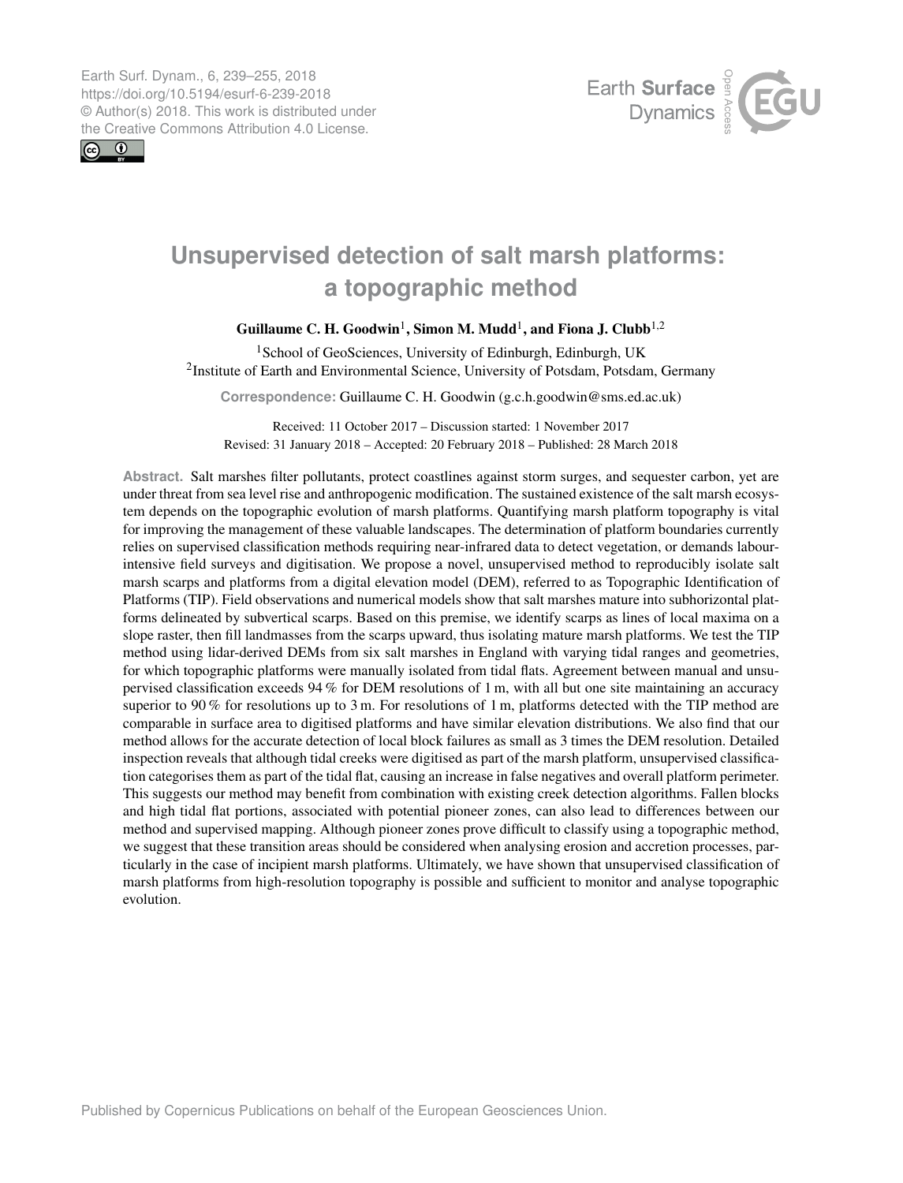# Unsupervised detection of salt marsh platforms: a topographic method

**Guillaume C. H. Goodwin**[1], **Simon M. Mudd**[1], **and Fiona J. Clubb**[1,2]

[1]School of GeoSciences, University of Edinburgh, Edinburgh, UK
[2]Institute of Earth and Environmental Science, University of Potsdam, Potsdam, Germany

**Correspondence:** Guillaume C. H. Goodwin (g.c.h.goodwin@sms.ed.ac.uk)

Received: 11 October 2017 – Discussion started: 1 November 2017
Revised: 31 January 2018 – Accepted: 20 February 2018 – Published: 28 March 2018

**Abstract.** Salt marshes filter pollutants, protect coastlines against storm surges, and sequester carbon, yet are under threat from sea level rise and anthropogenic modification. The sustained existence of the salt marsh ecosystem depends on the topographic evolution of marsh platforms. Quantifying marsh platform topography is vital for improving the management of these valuable landscapes. The determination of platform boundaries currently relies on supervised classification methods requiring near-infrared data to detect vegetation, or demands labour-intensive field surveys and digitisation. We propose a novel, unsupervised method to reproducibly isolate salt marsh scarps and platforms from a digital elevation model (DEM), referred to as Topographic Identification of Platforms (TIP). Field observations and numerical models show that salt marshes mature into subhorizontal platforms delineated by subvertical scarps. Based on this premise, we identify scarps as lines of local maxima on a slope raster, then fill landmasses from the scarps upward, thus isolating mature marsh platforms. We test the TIP method using lidar-derived DEMs from six salt marshes in England with varying tidal ranges and geometries, for which topographic platforms were manually isolated from tidal flats. Agreement between manual and unsupervised classification exceeds 94 % for DEM resolutions of 1 m, with all but one site maintaining an accuracy superior to 90 % for resolutions up to 3 m. For resolutions of 1 m, platforms detected with the TIP method are comparable in surface area to digitised platforms and have similar elevation distributions. We also find that our method allows for the accurate detection of local block failures as small as 3 times the DEM resolution. Detailed inspection reveals that although tidal creeks were digitised as part of the marsh platform, unsupervised classification categorises them as part of the tidal flat, causing an increase in false negatives and overall platform perimeter. This suggests our method may benefit from combination with existing creek detection algorithms. Fallen blocks and high tidal flat portions, associated with potential pioneer zones, can also lead to differences between our method and supervised mapping. Although pioneer zones prove difficult to classify using a topographic method, we suggest that these transition areas should be considered when analysing erosion and accretion processes, particularly in the case of incipient marsh platforms. Ultimately, we have shown that unsupervised classification of marsh platforms from high-resolution topography is possible and sufficient to monitor and analyse topographic evolution.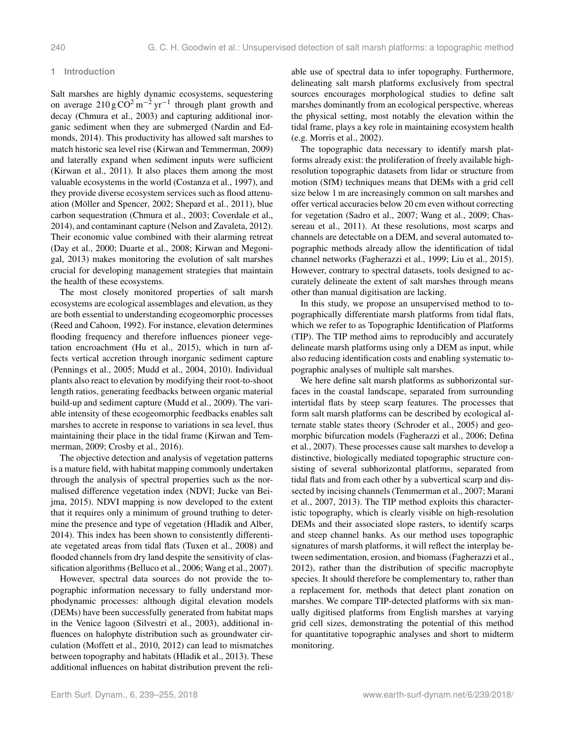## 1 Introduction

Salt marshes are highly dynamic ecosystems, sequestering on average $210\,\mathrm{g\,CO^2\,m^{-2}\,yr^{-1}}$ through plant growth and decay (Chmura et al., 2003) and capturing additional inorganic sediment when they are submerged (Nardin and Edmonds, 2014). This productivity has allowed salt marshes to match historic sea level rise (Kirwan and Temmerman, 2009) and laterally expand when sediment inputs were sufficient (Kirwan et al., 2011). It also places them among the most valuable ecosystems in the world (Costanza et al., 1997), and they provide diverse ecosystem services such as flood attenuation (Möller and Spencer, 2002; Shepard et al., 2011), blue carbon sequestration (Chmura et al., 2003; Coverdale et al., 2014), and contaminant capture (Nelson and Zavaleta, 2012). Their economic value combined with their alarming retreat (Day et al., 2000; Duarte et al., 2008; Kirwan and Megonigal, 2013) makes monitoring the evolution of salt marshes crucial for developing management strategies that maintain the health of these ecosystems.

The most closely monitored properties of salt marsh ecosystems are ecological assemblages and elevation, as they are both essential to understanding ecogeomorphic processes (Reed and Cahoon, 1992). For instance, elevation determines flooding frequency and therefore influences pioneer vegetation encroachment (Hu et al., 2015), which in turn affects vertical accretion through inorganic sediment capture (Pennings et al., 2005; Mudd et al., 2004, 2010). Individual plants also react to elevation by modifying their root-to-shoot length ratios, generating feedbacks between organic material build-up and sediment capture (Mudd et al., 2009). The variable intensity of these ecogeomorphic feedbacks enables salt marshes to accrete in response to variations in sea level, thus maintaining their place in the tidal frame (Kirwan and Temmerman, 2009; Crosby et al., 2016).

The objective detection and analysis of vegetation patterns is a mature field, with habitat mapping commonly undertaken through the analysis of spectral properties such as the normalised difference vegetation index (NDVI; Jucke van Beijma, 2015). NDVI mapping is now developed to the extent that it requires only a minimum of ground truthing to determine the presence and type of vegetation (Hladik and Alber, 2014). This index has been shown to consistently differentiate vegetated areas from tidal flats (Tuxen et al., 2008) and flooded channels from dry land despite the sensitivity of classification algorithms (Belluco et al., 2006; Wang et al., 2007).

However, spectral data sources do not provide the topographic information necessary to fully understand morphodynamic processes: although digital elevation models (DEMs) have been successfully generated from habitat maps in the Venice lagoon (Silvestri et al., 2003), additional influences on halophyte distribution such as groundwater circulation (Moffett et al., 2010, 2012) can lead to mismatches between topography and habitats (Hladik et al., 2013). These additional influences on habitat distribution prevent the reliable use of spectral data to infer topography. Furthermore, delineating salt marsh platforms exclusively from spectral sources encourages morphological studies to define salt marshes dominantly from an ecological perspective, whereas the physical setting, most notably the elevation within the tidal frame, plays a key role in maintaining ecosystem health (e.g. Morris et al., 2002).

The topographic data necessary to identify marsh platforms already exist: the proliferation of freely available high-resolution topographic datasets from lidar or structure from motion (SfM) techniques means that DEMs with a grid cell size below 1 m are increasingly common on salt marshes and offer vertical accuracies below 20 cm even without correcting for vegetation (Sadro et al., 2007; Wang et al., 2009; Chassereau et al., 2011). At these resolutions, most scarps and channels are detectable on a DEM, and several automated topographic methods already allow the identification of tidal channel networks (Fagherazzi et al., 1999; Liu et al., 2015). However, contrary to spectral datasets, tools designed to accurately delineate the extent of salt marshes through means other than manual digitisation are lacking.

In this study, we propose an unsupervised method to topographically differentiate marsh platforms from tidal flats, which we refer to as Topographic Identification of Platforms (TIP). The TIP method aims to reproducibly and accurately delineate marsh platforms using only a DEM as input, while also reducing identification costs and enabling systematic topographic analyses of multiple salt marshes.

We here define salt marsh platforms as subhorizontal surfaces in the coastal landscape, separated from surrounding intertidal flats by steep scarp features. The processes that form salt marsh platforms can be described by ecological alternate stable states theory (Schroder et al., 2005) and geomorphic bifurcation models (Fagherazzi et al., 2006; Defina et al., 2007). These processes cause salt marshes to develop a distinctive, biologically mediated topographic structure consisting of several subhorizontal platforms, separated from tidal flats and from each other by a subvertical scarp and dissected by incising channels (Temmerman et al., 2007; Marani et al., 2007, 2013). The TIP method exploits this characteristic topography, which is clearly visible on high-resolution DEMs and their associated slope rasters, to identify scarps and steep channel banks. As our method uses topographic signatures of marsh platforms, it will reflect the interplay between sedimentation, erosion, and biomass (Fagherazzi et al., 2012), rather than the distribution of specific macrophyte species. It should therefore be complementary to, rather than a replacement for, methods that detect plant zonation on marshes. We compare TIP-detected platforms with six manually digitised platforms from English marshes at varying grid cell sizes, demonstrating the potential of this method for quantitative topographic analyses and short to midterm monitoring.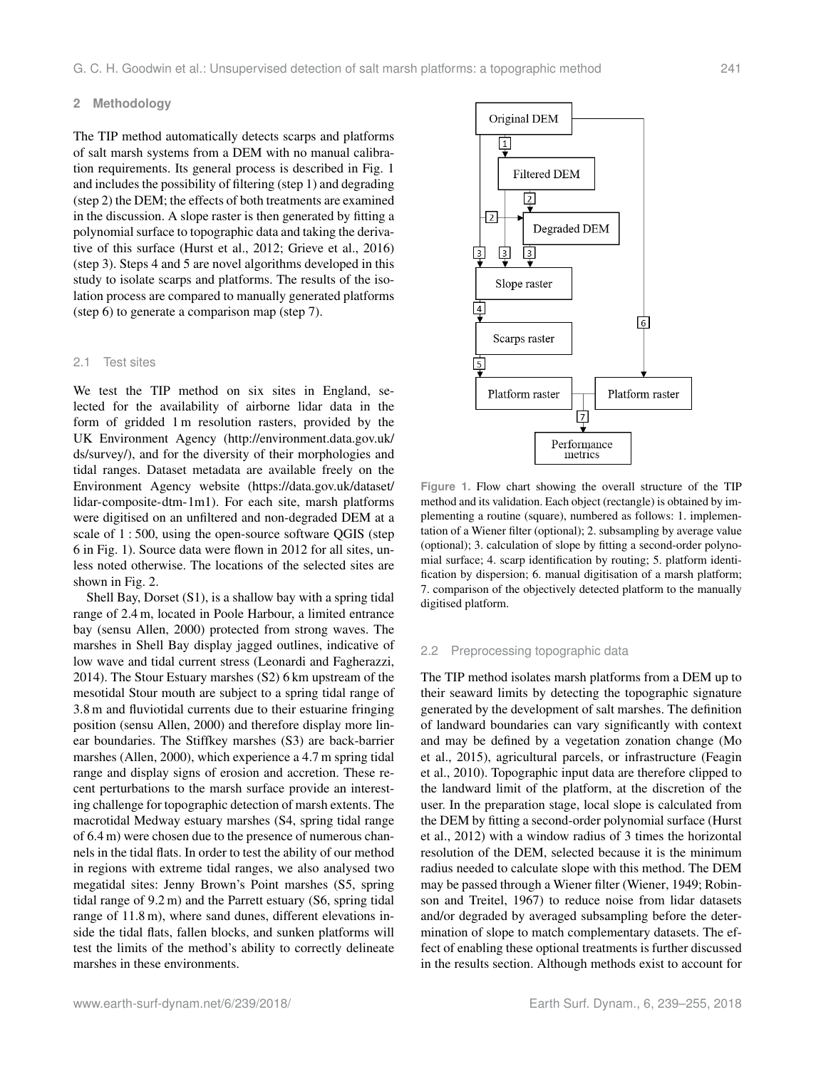## 2 Methodology

The TIP method automatically detects scarps and platforms of salt marsh systems from a DEM with no manual calibration requirements. Its general process is described in Fig. 1 and includes the possibility of filtering (step 1) and degrading (step 2) the DEM; the effects of both treatments are examined in the discussion. A slope raster is then generated by fitting a polynomial surface to topographic data and taking the derivative of this surface (Hurst et al., 2012; Grieve et al., 2016) (step 3). Steps 4 and 5 are novel algorithms developed in this study to isolate scarps and platforms. The results of the isolation process are compared to manually generated platforms (step 6) to generate a comparison map (step 7).

### 2.1 Test sites

We test the TIP method on six sites in England, selected for the availability of airborne lidar data in the form of gridded 1 m resolution rasters, provided by the UK Environment Agency (http://environment.data.gov.uk/ds/survey/), and for the diversity of their morphologies and tidal ranges. Dataset metadata are available freely on the Environment Agency website (https://data.gov.uk/dataset/lidar-composite-dtm-1m1). For each site, marsh platforms were digitised on an unfiltered and non-degraded DEM at a scale of 1 : 500, using the open-source software QGIS (step 6 in Fig. 1). Source data were flown in 2012 for all sites, unless noted otherwise. The locations of the selected sites are shown in Fig. 2.

Shell Bay, Dorset (S1), is a shallow bay with a spring tidal range of 2.4 m, located in Poole Harbour, a limited entrance bay (sensu Allen, 2000) protected from strong waves. The marshes in Shell Bay display jagged outlines, indicative of low wave and tidal current stress (Leonardi and Fagherazzi, 2014). The Stour Estuary marshes (S2) 6 km upstream of the mesotidal Stour mouth are subject to a spring tidal range of 3.8 m and fluviotidal currents due to their estuarine fringing position (sensu Allen, 2000) and therefore display more linear boundaries. The Stiffkey marshes (S3) are back-barrier marshes (Allen, 2000), which experience a 4.7 m spring tidal range and display signs of erosion and accretion. These recent perturbations to the marsh surface provide an interesting challenge for topographic detection of marsh extents. The macrotidal Medway estuary marshes (S4, spring tidal range of 6.4 m) were chosen due to the presence of numerous channels in the tidal flats. In order to test the ability of our method in regions with extreme tidal ranges, we also analysed two megatidal sites: Jenny Brown's Point marshes (S5, spring tidal range of 9.2 m) and the Parrett estuary (S6, spring tidal range of 11.8 m), where sand dunes, different elevations inside the tidal flats, fallen blocks, and sunken platforms will test the limits of the method's ability to correctly delineate marshes in these environments.

Figure 1. Flow chart showing the overall structure of the TIP method and its validation. Each object (rectangle) is obtained by implementing a routine (square), numbered as follows: 1. implementation of a Wiener filter (optional); 2. subsampling by average value (optional); 3. calculation of slope by fitting a second-order polynomial surface; 4. scarp identification by routing; 5. platform identification by dispersion; 6. manual digitisation of a marsh platform; 7. comparison of the objectively detected platform to the manually digitised platform.

### 2.2 Preprocessing topographic data

The TIP method isolates marsh platforms from a DEM up to their seaward limits by detecting the topographic signature generated by the development of salt marshes. The definition of landward boundaries can vary significantly with context and may be defined by a vegetation zonation change (Mo et al., 2015), agricultural parcels, or infrastructure (Feagin et al., 2010). Topographic input data are therefore clipped to the landward limit of the platform, at the discretion of the user. In the preparation stage, local slope is calculated from the DEM by fitting a second-order polynomial surface (Hurst et al., 2012) with a window radius of 3 times the horizontal resolution of the DEM, selected because it is the minimum radius needed to calculate slope with this method. The DEM may be passed through a Wiener filter (Wiener, 1949; Robinson and Treitel, 1967) to reduce noise from lidar datasets and/or degraded by averaged subsampling before the determination of slope to match complementary datasets. The effect of enabling these optional treatments is further discussed in the results section. Although methods exist to account for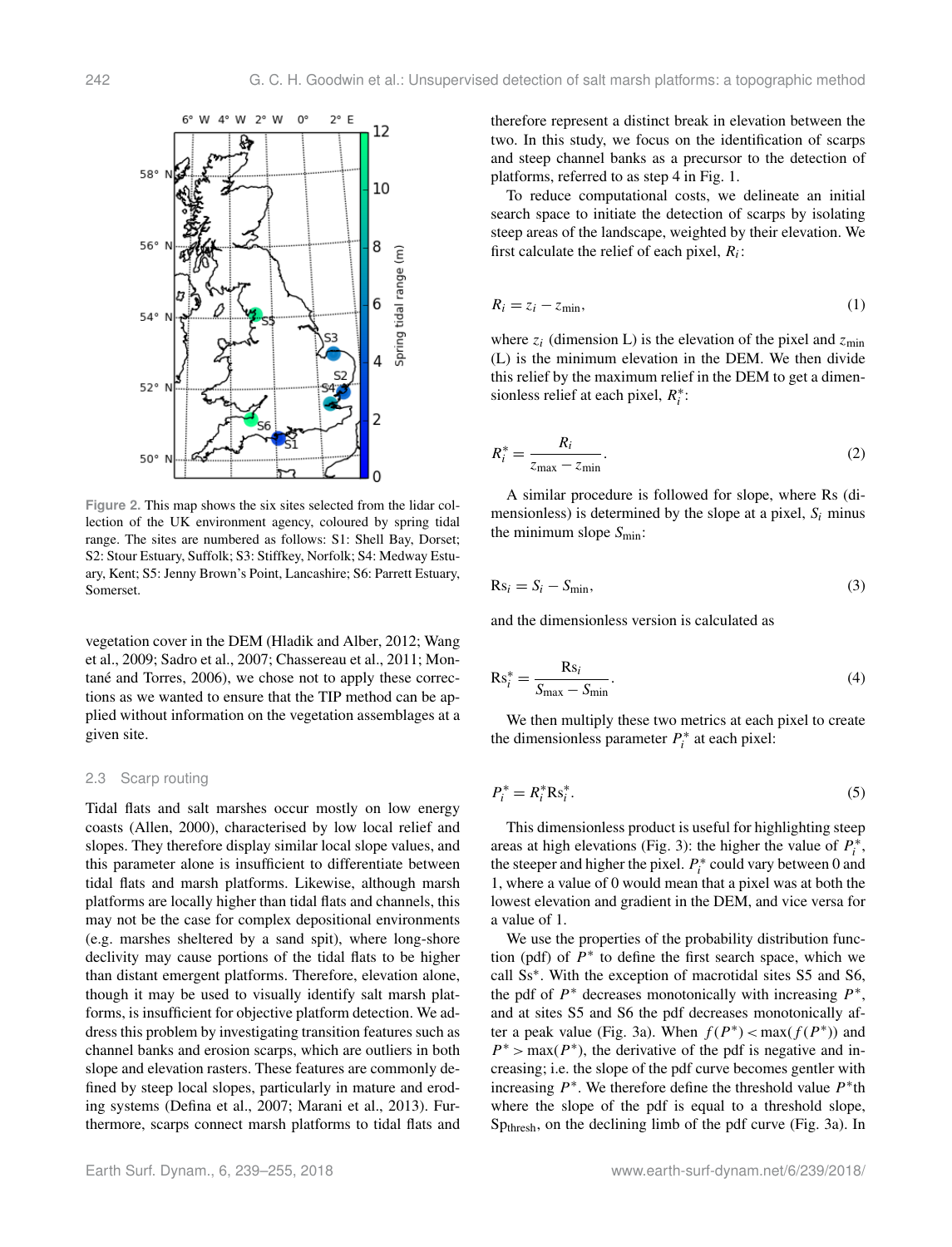Figure 2. This map shows the six sites selected from the lidar collection of the UK environment agency, coloured by spring tidal range. The sites are numbered as follows: S1: Shell Bay, Dorset; S2: Stour Estuary, Suffolk; S3: Stiffkey, Norfolk; S4: Medway Estuary, Kent; S5: Jenny Brown's Point, Lancashire; S6: Parrett Estuary, Somerset.

vegetation cover in the DEM (Hladik and Alber, 2012; Wang et al., 2009; Sadro et al., 2007; Chassereau et al., 2011; Montané and Torres, 2006), we chose not to apply these corrections as we wanted to ensure that the TIP method can be applied without information on the vegetation assemblages at a given site.

## 2.3 Scarp routing

Tidal flats and salt marshes occur mostly on low energy coasts (Allen, 2000), characterised by low local relief and slopes. They therefore display similar local slope values, and this parameter alone is insufficient to differentiate between tidal flats and marsh platforms. Likewise, although marsh platforms are locally higher than tidal flats and channels, this may not be the case for complex depositional environments (e.g. marshes sheltered by a sand spit), where long-shore declivity may cause portions of the tidal flats to be higher than distant emergent platforms. Therefore, elevation alone, though it may be used to visually identify salt marsh platforms, is insufficient for objective platform detection. We address this problem by investigating transition features such as channel banks and erosion scarps, which are outliers in both slope and elevation rasters. These features are commonly defined by steep local slopes, particularly in mature and eroding systems (Defina et al., 2007; Marani et al., 2013). Furthermore, scarps connect marsh platforms to tidal flats and therefore represent a distinct break in elevation between the two. In this study, we focus on the identification of scarps and steep channel banks as a precursor to the detection of platforms, referred to as step 4 in Fig. 1.

To reduce computational costs, we delineate an initial search space to initiate the detection of scarps by isolating steep areas of the landscape, weighted by their elevation. We first calculate the relief of each pixel, $R_i$:

$$R_i = z_i - z_{\min}, \tag{1}$$

where $z_i$ (dimension L) is the elevation of the pixel and $z_{\min}$ (L) is the minimum elevation in the DEM. We then divide this relief by the maximum relief in the DEM to get a dimensionless relief at each pixel, $R_i^*$:

$$R_i^* = \frac{R_i}{z_{\max} - z_{\min}}. \tag{2}$$

A similar procedure is followed for slope, where Rs (dimensionless) is determined by the slope at a pixel, $S_i$ minus the minimum slope $S_{\min}$:

$$\mathrm{Rs}_i = S_i - S_{\min}, \tag{3}$$

and the dimensionless version is calculated as

$$\mathrm{Rs}_i^* = \frac{\mathrm{Rs}_i}{S_{\max} - S_{\min}}. \tag{4}$$

We then multiply these two metrics at each pixel to create the dimensionless parameter $P_i^*$ at each pixel:

$$P_i^* = R_i^* \mathrm{Rs}_i^*. \tag{5}$$

This dimensionless product is useful for highlighting steep areas at high elevations (Fig. 3): the higher the value of $P_i^*$, the steeper and higher the pixel. $P_i^*$ could vary between 0 and 1, where a value of 0 would mean that a pixel was at both the lowest elevation and gradient in the DEM, and vice versa for a value of 1.

We use the properties of the probability distribution function (pdf) of $P^*$ to define the first search space, which we call $\mathrm{Ss}^*$. With the exception of macrotidal sites S5 and S6, the pdf of $P^*$ decreases monotonically with increasing $P^*$, and at sites S5 and S6 the pdf decreases monotonically after a peak value (Fig. 3a). When $f(P^*) < \max(f(P^*))$ and $P^* > \max(P^*)$, the derivative of the pdf is negative and increasing; i.e. the slope of the pdf curve becomes gentler with increasing $P^*$. We therefore define the threshold value $P^*\mathrm{th}$ where the slope of the pdf is equal to a threshold slope, $\mathrm{Sp}_{\mathrm{thresh}}$, on the declining limb of the pdf curve (Fig. 3a). In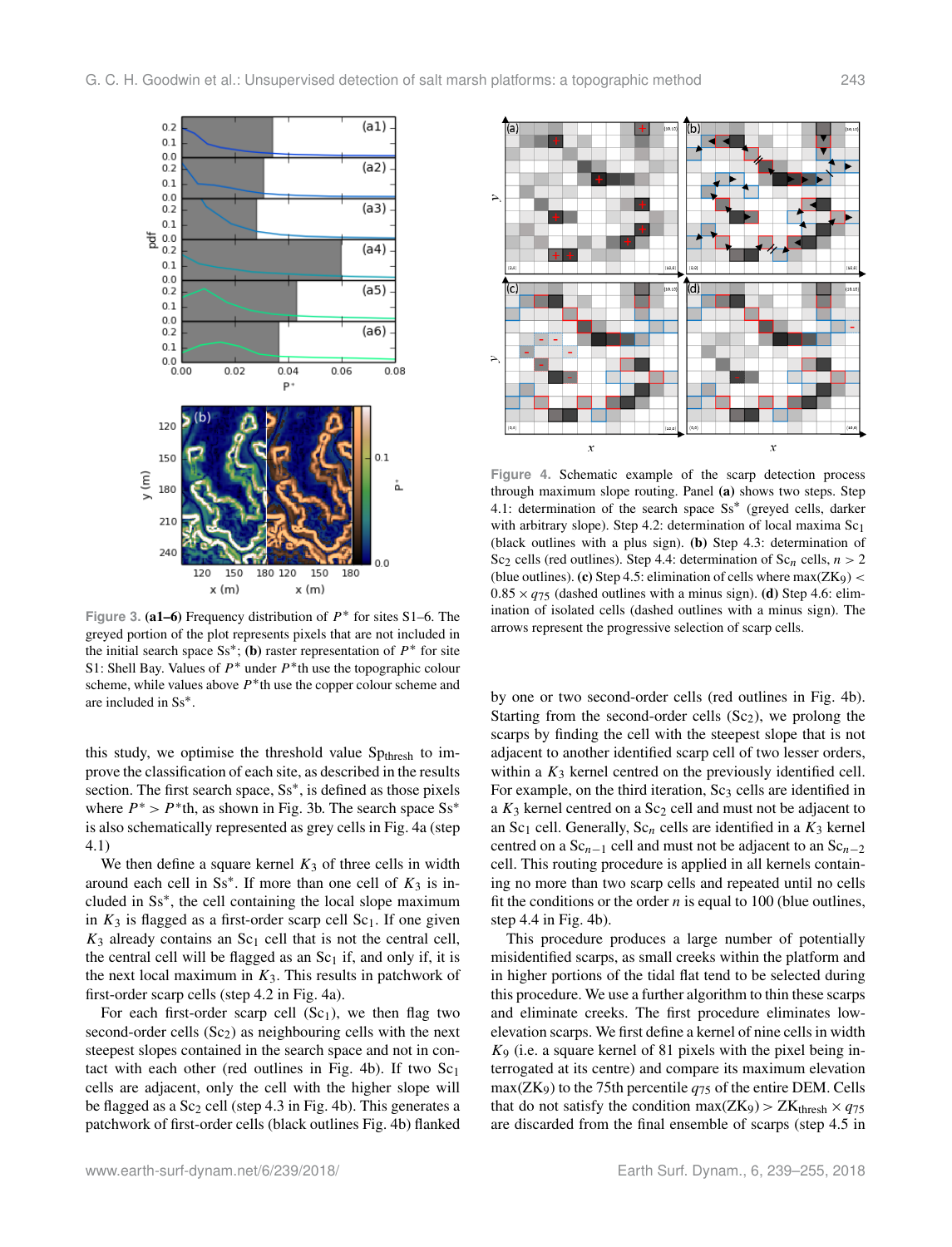Figure 3. **(a1–6)** Frequency distribution of $P^*$ for sites S1–6. The greyed portion of the plot represents pixels that are not included in the initial search space $\mathrm{Ss}^*$; **(b)** raster representation of $P^*$ for site S1: Shell Bay. Values of $P^*$ under $P^*$th use the topographic colour scheme, while values above $P^*$th use the copper colour scheme and are included in $\mathrm{Ss}^*$.

Figure 4. Schematic example of the scarp detection process through maximum slope routing. Panel **(a)** shows two steps. Step 4.1: determination of the search space $\mathrm{Ss}^*$ (greyed cells, darker with arbitrary slope). Step 4.2: determination of local maxima $\mathrm{Sc}_1$ (black outlines with a plus sign). **(b)** Step 4.3: determination of $\mathrm{Sc}_2$ cells (red outlines). Step 4.4: determination of $\mathrm{Sc}_n$ cells, $n > 2$ (blue outlines). **(c)** Step 4.5: elimination of cells where $\max(\mathrm{ZK}_9) < 0.85 \times q_{75}$ (dashed outlines with a minus sign). **(d)** Step 4.6: elimination of isolated cells (dashed outlines with a minus sign). The arrows represent the progressive selection of scarp cells.

this study, we optimise the threshold value $\mathrm{Sp}_{\mathrm{thresh}}$ to improve the classification of each site, as described in the results section. The first search space, $\mathrm{Ss}^*$, is defined as those pixels where $P^* > P^*$th, as shown in Fig. 3b. The search space $\mathrm{Ss}^*$ is also schematically represented as grey cells in Fig. 4a (step 4.1)

We then define a square kernel $K_3$ of three cells in width around each cell in $\mathrm{Ss}^*$. If more than one cell of $K_3$ is included in $\mathrm{Ss}^*$, the cell containing the local slope maximum in $K_3$ is flagged as a first-order scarp cell $\mathrm{Sc}_1$. If one given $K_3$ already contains an $\mathrm{Sc}_1$ cell that is not the central cell, the central cell will be flagged as an $\mathrm{Sc}_1$ if, and only if, it is the next local maximum in $K_3$. This results in patchwork of first-order scarp cells (step 4.2 in Fig. 4a).

For each first-order scarp cell ($\mathrm{Sc}_1$), we then flag two second-order cells ($\mathrm{Sc}_2$) as neighbouring cells with the next steepest slopes contained in the search space and not in contact with each other (red outlines in Fig. 4b). If two $\mathrm{Sc}_1$ cells are adjacent, only the cell with the higher slope will be flagged as a $\mathrm{Sc}_2$ cell (step 4.3 in Fig. 4b). This generates a patchwork of first-order cells (black outlines Fig. 4b) flanked by one or two second-order cells (red outlines in Fig. 4b). Starting from the second-order cells ($\mathrm{Sc}_2$), we prolong the scarps by finding the cell with the steepest slope that is not adjacent to another identified scarp cell of two lesser orders, within a $K_3$ kernel centred on the previously identified cell. For example, on the third iteration, $\mathrm{Sc}_3$ cells are identified in a $K_3$ kernel centred on a $\mathrm{Sc}_2$ cell and must not be adjacent to an $\mathrm{Sc}_1$ cell. Generally, $\mathrm{Sc}_n$ cells are identified in a $K_3$ kernel centred on a $\mathrm{Sc}_{n-1}$ cell and must not be adjacent to an $\mathrm{Sc}_{n-2}$ cell. This routing procedure is applied in all kernels containing no more than two scarp cells and repeated until no cells fit the conditions or the order $n$ is equal to 100 (blue outlines, step 4.4 in Fig. 4b).

This procedure produces a large number of potentially misidentified scarps, as small creeks within the platform and in higher portions of the tidal flat tend to be selected during this procedure. We use a further algorithm to thin these scarps and eliminate creeks. The first procedure eliminates low-elevation scarps. We first define a kernel of nine cells in width $K_9$ (i.e. a square kernel of 81 pixels with the pixel being interrogated at its centre) and compare its maximum elevation $\max(\mathrm{ZK}_9)$ to the 75th percentile $q_{75}$ of the entire DEM. Cells that do not satisfy the condition $\max(\mathrm{ZK}_9) > \mathrm{ZK}_{\mathrm{thresh}} \times q_{75}$ are discarded from the final ensemble of scarps (step 4.5 in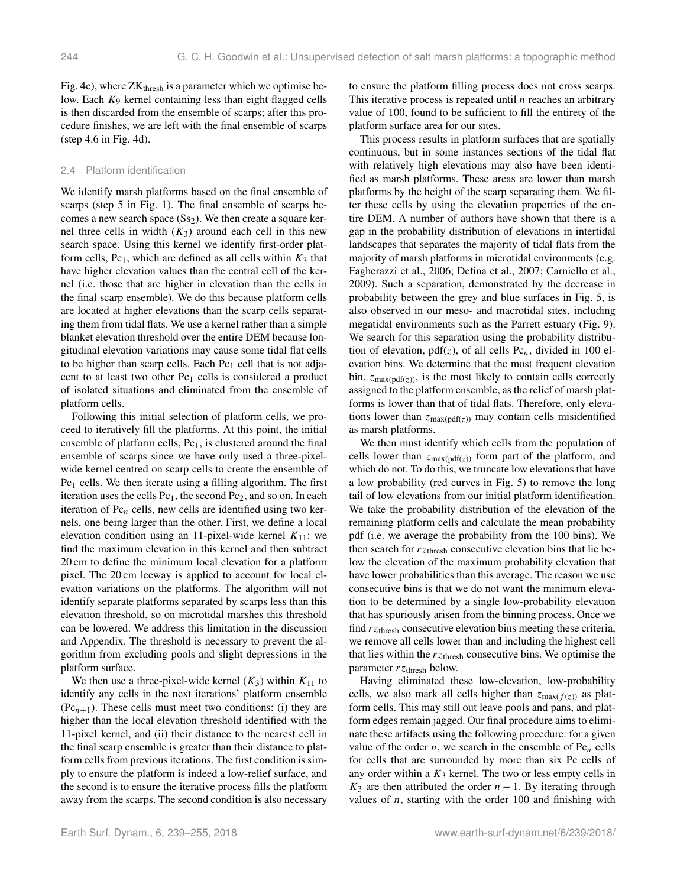Fig. 4c), where $ZK_{thresh}$ is a parameter which we optimise below. Each $K_9$ kernel containing less than eight flagged cells is then discarded from the ensemble of scarps; after this procedure finishes, we are left with the final ensemble of scarps (step 4.6 in Fig. 4d).

### 2.4 Platform identification

We identify marsh platforms based on the final ensemble of scarps (step 5 in Fig. 1). The final ensemble of scarps becomes a new search space ($Ss_2$). We then create a square kernel three cells in width ($K_3$) around each cell in this new search space. Using this kernel we identify first-order platform cells, $Pc_1$, which are defined as all cells within $K_3$ that have higher elevation values than the central cell of the kernel (i.e. those that are higher in elevation than the cells in the final scarp ensemble). We do this because platform cells are located at higher elevations than the scarp cells separating them from tidal flats. We use a kernel rather than a simple blanket elevation threshold over the entire DEM because longitudinal elevation variations may cause some tidal flat cells to be higher than scarp cells. Each $Pc_1$ cell that is not adjacent to at least two other $Pc_1$ cells is considered a product of isolated situations and eliminated from the ensemble of platform cells.

Following this initial selection of platform cells, we proceed to iteratively fill the platforms. At this point, the initial ensemble of platform cells, $Pc_1$, is clustered around the final ensemble of scarps since we have only used a three-pixel-wide kernel centred on scarp cells to create the ensemble of $Pc_1$ cells. We then iterate using a filling algorithm. The first iteration uses the cells $Pc_1$, the second $Pc_2$, and so on. In each iteration of $Pc_n$ cells, new cells are identified using two kernels, one being larger than the other. First, we define a local elevation condition using an 11-pixel-wide kernel $K_{11}$: we find the maximum elevation in this kernel and then subtract 20 cm to define the minimum local elevation for a platform pixel. The 20 cm leeway is applied to account for local elevation variations on the platforms. The algorithm will not identify separate platforms separated by scarps less than this elevation threshold, so on microtidal marshes this threshold can be lowered. We address this limitation in the discussion and Appendix. The threshold is necessary to prevent the algorithm from excluding pools and slight depressions in the platform surface.

We then use a three-pixel-wide kernel ($K_3$) within $K_{11}$ to identify any cells in the next iterations' platform ensemble ($Pc_{n+1}$). These cells must meet two conditions: (i) they are higher than the local elevation threshold identified with the 11-pixel kernel, and (ii) their distance to the nearest cell in the final scarp ensemble is greater than their distance to platform cells from previous iterations. The first condition is simply to ensure the platform is indeed a low-relief surface, and the second is to ensure the iterative process fills the platform away from the scarps. The second condition is also necessary to ensure the platform filling process does not cross scarps. This iterative process is repeated until $n$ reaches an arbitrary value of 100, found to be sufficient to fill the entirety of the platform surface area for our sites.

This process results in platform surfaces that are spatially continuous, but in some instances sections of the tidal flat with relatively high elevations may also have been identified as marsh platforms. These areas are lower than marsh platforms by the height of the scarp separating them. We filter these cells by using the elevation properties of the entire DEM. A number of authors have shown that there is a gap in the probability distribution of elevations in intertidal landscapes that separates the majority of tidal flats from the majority of marsh platforms in microtidal environments (e.g. Fagherazzi et al., 2006; Defina et al., 2007; Carniello et al., 2009). Such a separation, demonstrated by the decrease in probability between the grey and blue surfaces in Fig. 5, is also observed in our meso- and macrotidal sites, including megatidal environments such as the Parrett estuary (Fig. 9). We search for this separation using the probability distribution of elevation, $\mathrm{pdf}(z)$, of all cells $Pc_n$, divided in 100 elevation bins. We determine that the most frequent elevation bin, $z_{\max(\mathrm{pdf}(z))}$, is the most likely to contain cells correctly assigned to the platform ensemble, as the relief of marsh platforms is lower than that of tidal flats. Therefore, only elevations lower than $z_{\max(\mathrm{pdf}(z))}$ may contain cells misidentified as marsh platforms.

We then must identify which cells from the population of cells lower than $z_{\max(\mathrm{pdf}(z))}$ form part of the platform, and which do not. To do this, we truncate low elevations that have a low probability (red curves in Fig. 5) to remove the long tail of low elevations from our initial platform identification. We take the probability distribution of the elevation of the remaining platform cells and calculate the mean probability $\overline{\mathrm{pdf}}$ (i.e. we average the probability from the 100 bins). We then search for $rz_{thresh}$ consecutive elevation bins that lie below the elevation of the maximum probability elevation that have lower probabilities than this average. The reason we use consecutive bins is that we do not want the minimum elevation to be determined by a single low-probability elevation that has spuriously arisen from the binning process. Once we find $rz_{thresh}$ consecutive elevation bins meeting these criteria, we remove all cells lower than and including the highest cell that lies within the $rz_{thresh}$ consecutive bins. We optimise the parameter $rz_{thresh}$ below.

Having eliminated these low-elevation, low-probability cells, we also mark all cells higher than $z_{\max(f(z))}$ as platform cells. This may still out leave pools and pans, and platform edges remain jagged. Our final procedure aims to eliminate these artifacts using the following procedure: for a given value of the order $n$, we search in the ensemble of $Pc_n$ cells for cells that are surrounded by more than six Pc cells of any order within a $K_3$ kernel. The two or less empty cells in $K_3$ are then attributed the order $n-1$. By iterating through values of $n$, starting with the order 100 and finishing with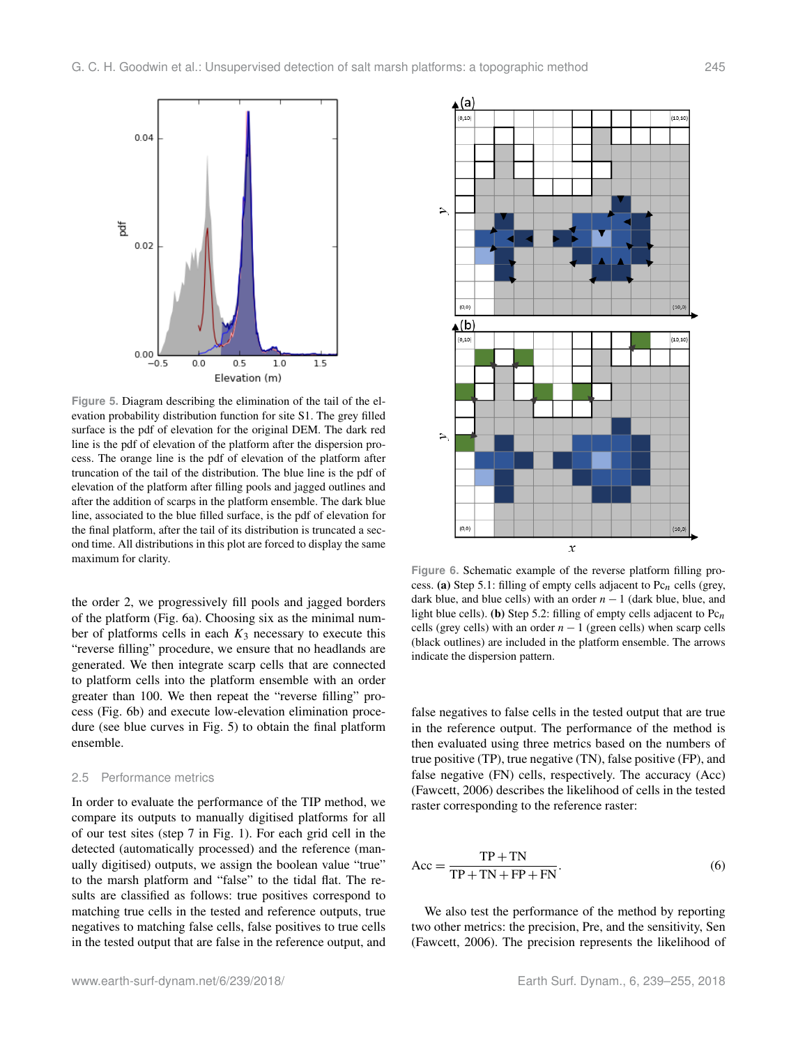Figure 5. Diagram describing the elimination of the tail of the elevation probability distribution function for site S1. The grey filled surface is the pdf of elevation for the original DEM. The dark red line is the pdf of elevation of the platform after the dispersion process. The orange line is the pdf of elevation of the platform after truncation of the tail of the distribution. The blue line is the pdf of elevation of the platform after filling pools and jagged outlines and after the addition of scarps in the platform ensemble. The dark blue line, associated to the blue filled surface, is the pdf of elevation for the final platform, after the tail of its distribution is truncated a second time. All distributions in this plot are forced to display the same maximum for clarity.

Figure 6. Schematic example of the reverse platform filling process. **(a)** Step 5.1: filling of empty cells adjacent to $Pc_n$ cells (grey, dark blue, and blue cells) with an order $n-1$ (dark blue, blue, and light blue cells). **(b)** Step 5.2: filling of empty cells adjacent to $Pc_n$ cells (grey cells) with an order $n-1$ (green cells) when scarp cells (black outlines) are included in the platform ensemble. The arrows indicate the dispersion pattern.

the order 2, we progressively fill pools and jagged borders of the platform (Fig. 6a). Choosing six as the minimal number of platforms cells in each $K_3$ necessary to execute this "reverse filling" procedure, we ensure that no headlands are generated. We then integrate scarp cells that are connected to platform cells into the platform ensemble with an order greater than 100. We then repeat the "reverse filling" process (Fig. 6b) and execute low-elevation elimination procedure (see blue curves in Fig. 5) to obtain the final platform ensemble.

## 2.5 Performance metrics

In order to evaluate the performance of the TIP method, we compare its outputs to manually digitised platforms for all of our test sites (step 7 in Fig. 1). For each grid cell in the detected (automatically processed) and the reference (manually digitised) outputs, we assign the boolean value "true" to the marsh platform and "false" to the tidal flat. The results are classified as follows: true positives correspond to matching true cells in the tested and reference outputs, true negatives to matching false cells, false positives to true cells in the tested output that are false in the reference output, and false negatives to false cells in the tested output that are true in the reference output. The performance of the method is then evaluated using three metrics based on the numbers of true positive (TP), true negative (TN), false positive (FP), and false negative (FN) cells, respectively. The accuracy (Acc) (Fawcett, 2006) describes the likelihood of cells in the tested raster corresponding to the reference raster:

$$\mathrm{Acc} = \frac{\mathrm{TP} + \mathrm{TN}}{\mathrm{TP} + \mathrm{TN} + \mathrm{FP} + \mathrm{FN}}. \tag{6}$$

We also test the performance of the method by reporting two other metrics: the precision, Pre, and the sensitivity, Sen (Fawcett, 2006). The precision represents the likelihood of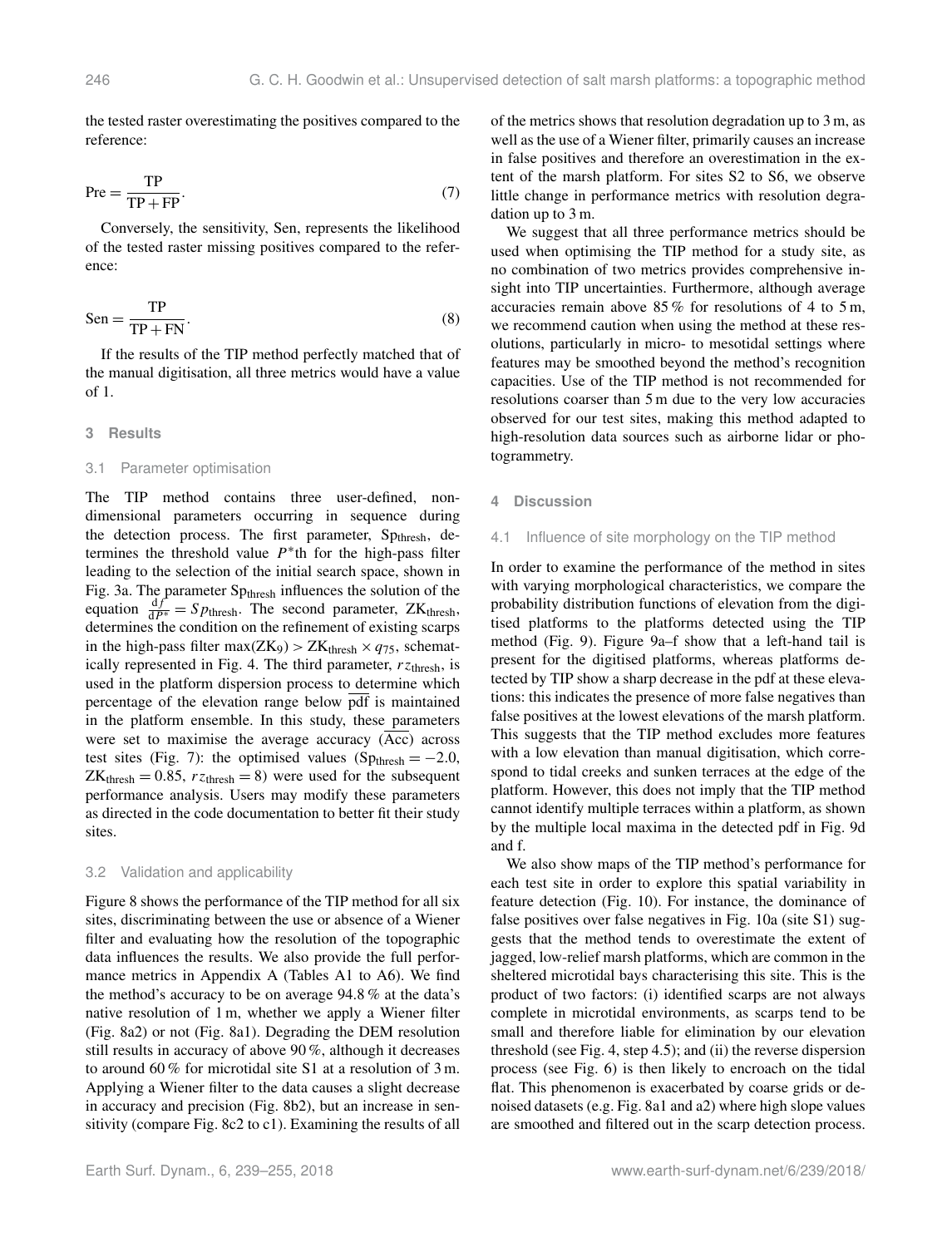the tested raster overestimating the positives compared to the reference:

$$\mathrm{Pre} = \frac{\mathrm{TP}}{\mathrm{TP} + \mathrm{FP}}. \tag{7}$$

Conversely, the sensitivity, Sen, represents the likelihood of the tested raster missing positives compared to the reference:

$$\mathrm{Sen} = \frac{\mathrm{TP}}{\mathrm{TP} + \mathrm{FN}}. \tag{8}$$

If the results of the TIP method perfectly matched that of the manual digitisation, all three metrics would have a value of 1.

## 3 Results

### 3.1 Parameter optimisation

The TIP method contains three user-defined, non-dimensional parameters occurring in sequence during the detection process. The first parameter, $\mathrm{Sp}_{\mathrm{thresh}}$, determines the threshold value $P^*$th for the high-pass filter leading to the selection of the initial search space, shown in Fig. 3a. The parameter $\mathrm{Sp}_{\mathrm{thresh}}$ influences the solution of the equation $\frac{\mathrm{d}f}{\mathrm{d}P^*} = Sp_{\mathrm{thresh}}$. The second parameter, $\mathrm{ZK}_{\mathrm{thresh}}$, determines the condition on the refinement of existing scarps in the high-pass filter $\max(\mathrm{ZK}_9) > \mathrm{ZK}_{\mathrm{thresh}} \times q_{75}$, schematically represented in Fig. 4. The third parameter, $rz_{\mathrm{thresh}}$, is used in the platform dispersion process to determine which percentage of the elevation range below $\overline{\mathrm{pdf}}$ is maintained in the platform ensemble. In this study, these parameters were set to maximise the average accuracy ($\overline{\mathrm{Acc}}$) across test sites (Fig. 7): the optimised values ($\mathrm{Sp}_{\mathrm{thresh}} = -2.0$, $\mathrm{ZK}_{\mathrm{thresh}} = 0.85$, $rz_{\mathrm{thresh}} = 8$) were used for the subsequent performance analysis. Users may modify these parameters as directed in the code documentation to better fit their study sites.

### 3.2 Validation and applicability

Figure 8 shows the performance of the TIP method for all six sites, discriminating between the use or absence of a Wiener filter and evaluating how the resolution of the topographic data influences the results. We also provide the full performance metrics in Appendix A (Tables A1 to A6). We find the method's accuracy to be on average 94.8 % at the data's native resolution of 1 m, whether we apply a Wiener filter (Fig. 8a2) or not (Fig. 8a1). Degrading the DEM resolution still results in accuracy of above 90 %, although it decreases to around 60 % for microtidal site S1 at a resolution of 3 m. Applying a Wiener filter to the data causes a slight decrease in accuracy and precision (Fig. 8b2), but an increase in sensitivity (compare Fig. 8c2 to c1). Examining the results of all of the metrics shows that resolution degradation up to 3 m, as well as the use of a Wiener filter, primarily causes an increase in false positives and therefore an overestimation in the extent of the marsh platform. For sites S2 to S6, we observe little change in performance metrics with resolution degradation up to 3 m.

We suggest that all three performance metrics should be used when optimising the TIP method for a study site, as no combination of two metrics provides comprehensive insight into TIP uncertainties. Furthermore, although average accuracies remain above 85 % for resolutions of 4 to 5 m, we recommend caution when using the method at these resolutions, particularly in micro- to mesotidal settings where features may be smoothed beyond the method's recognition capacities. Use of the TIP method is not recommended for resolutions coarser than 5 m due to the very low accuracies observed for our test sites, making this method adapted to high-resolution data sources such as airborne lidar or photogrammetry.

## 4 Discussion

### 4.1 Influence of site morphology on the TIP method

In order to examine the performance of the method in sites with varying morphological characteristics, we compare the probability distribution functions of elevation from the digitised platforms to the platforms detected using the TIP method (Fig. 9). Figure 9a–f show that a left-hand tail is present for the digitised platforms, whereas platforms detected by TIP show a sharp decrease in the pdf at these elevations: this indicates the presence of more false negatives than false positives at the lowest elevations of the marsh platform. This suggests that the TIP method excludes more features with a low elevation than manual digitisation, which correspond to tidal creeks and sunken terraces at the edge of the platform. However, this does not imply that the TIP method cannot identify multiple terraces within a platform, as shown by the multiple local maxima in the detected pdf in Fig. 9d and f.

We also show maps of the TIP method's performance for each test site in order to explore this spatial variability in feature detection (Fig. 10). For instance, the dominance of false positives over false negatives in Fig. 10a (site S1) suggests that the method tends to overestimate the extent of jagged, low-relief marsh platforms, which are common in the sheltered microtidal bays characterising this site. This is the product of two factors: (i) identified scarps are not always complete in microtidal environments, as scarps tend to be small and therefore liable for elimination by our elevation threshold (see Fig. 4, step 4.5); and (ii) the reverse dispersion process (see Fig. 6) is then likely to encroach on the tidal flat. This phenomenon is exacerbated by coarse grids or denoised datasets (e.g. Fig. 8a1 and a2) where high slope values are smoothed and filtered out in the scarp detection process.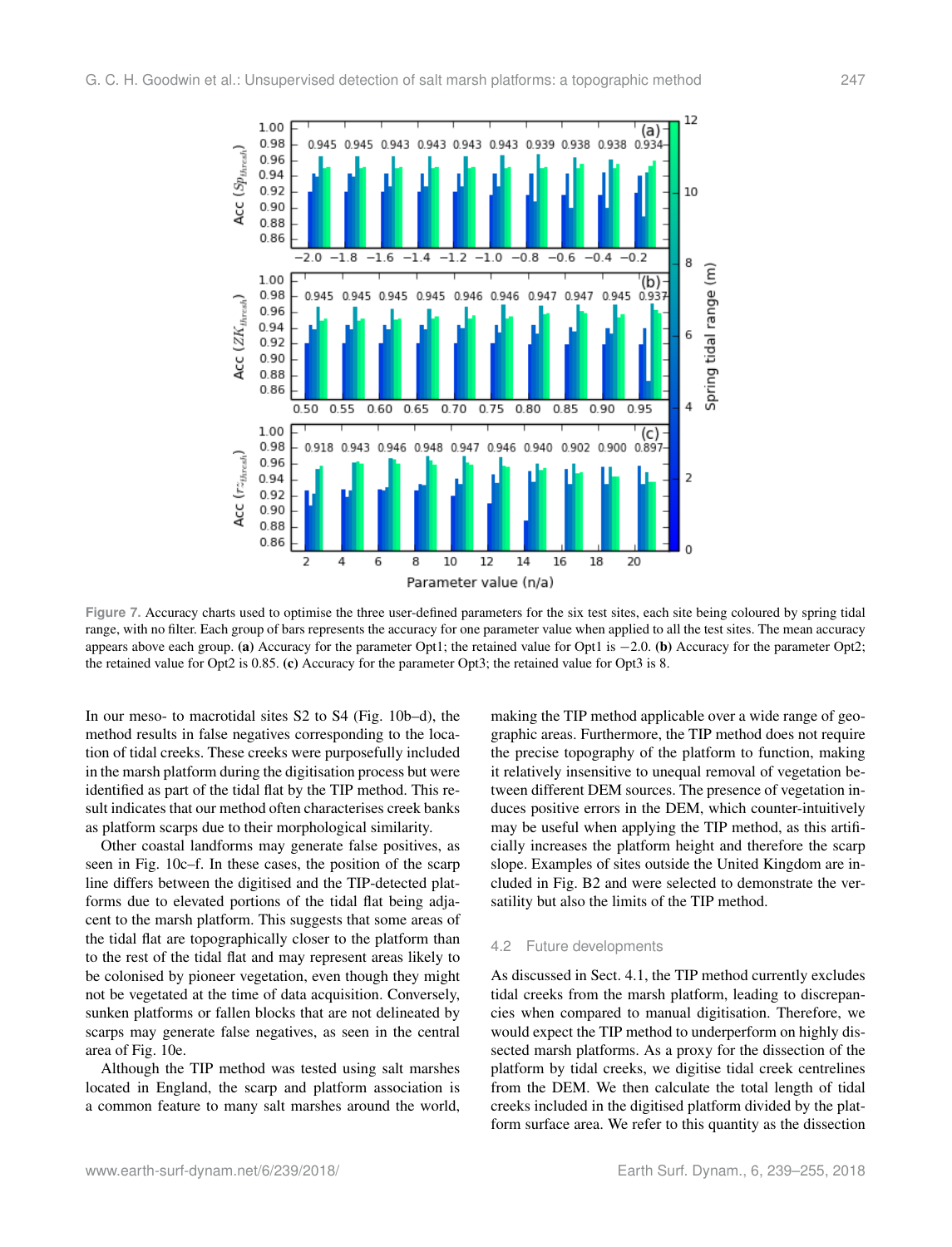**Figure 7.** Accuracy charts used to optimise the three user-defined parameters for the six test sites, each site being coloured by spring tidal range, with no filter. Each group of bars represents the accuracy for one parameter value when applied to all the test sites. The mean accuracy appears above each group. **(a)** Accuracy for the parameter Opt1; the retained value for Opt1 is −2.0. **(b)** Accuracy for the parameter Opt2; the retained value for Opt2 is 0.85. **(c)** Accuracy for the parameter Opt3; the retained value for Opt3 is 8.

In our meso- to macrotidal sites S2 to S4 (Fig. 10b–d), the method results in false negatives corresponding to the location of tidal creeks. These creeks were purposefully included in the marsh platform during the digitisation process but were identified as part of the tidal flat by the TIP method. This result indicates that our method often characterises creek banks as platform scarps due to their morphological similarity.

Other coastal landforms may generate false positives, as seen in Fig. 10c–f. In these cases, the position of the scarp line differs between the digitised and the TIP-detected platforms due to elevated portions of the tidal flat being adjacent to the marsh platform. This suggests that some areas of the tidal flat are topographically closer to the platform than to the rest of the tidal flat and may represent areas likely to be colonised by pioneer vegetation, even though they might not be vegetated at the time of data acquisition. Conversely, sunken platforms or fallen blocks that are not delineated by scarps may generate false negatives, as seen in the central area of Fig. 10e.

Although the TIP method was tested using salt marshes located in England, the scarp and platform association is a common feature to many salt marshes around the world, making the TIP method applicable over a wide range of geographic areas. Furthermore, the TIP method does not require the precise topography of the platform to function, making it relatively insensitive to unequal removal of vegetation between different DEM sources. The presence of vegetation induces positive errors in the DEM, which counter-intuitively may be useful when applying the TIP method, as this artificially increases the platform height and therefore the scarp slope. Examples of sites outside the United Kingdom are included in Fig. B2 and were selected to demonstrate the versatility but also the limits of the TIP method.

## 4.2 Future developments

As discussed in Sect. 4.1, the TIP method currently excludes tidal creeks from the marsh platform, leading to discrepancies when compared to manual digitisation. Therefore, we would expect the TIP method to underperform on highly dissected marsh platforms. As a proxy for the dissection of the platform by tidal creeks, we digitise tidal creek centrelines from the DEM. We then calculate the total length of tidal creeks included in the digitised platform divided by the platform surface area. We refer to this quantity as the dissection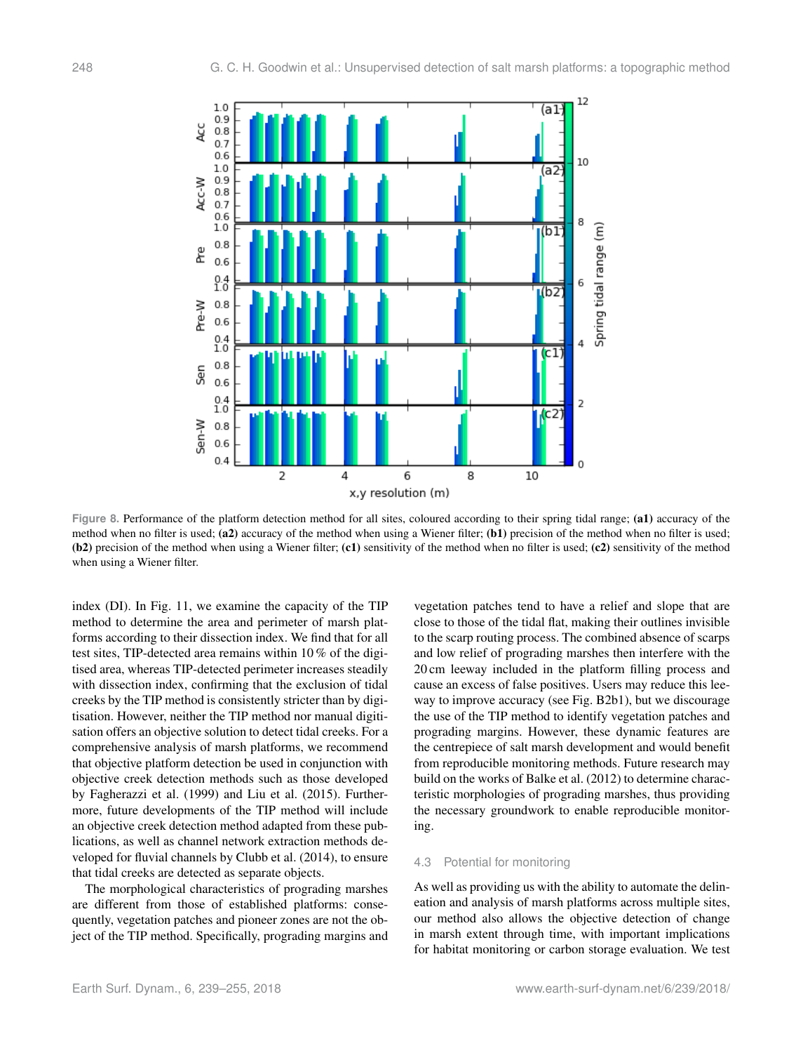**Figure 8.** Performance of the platform detection method for all sites, coloured according to their spring tidal range; **(a1)** accuracy of the method when no filter is used; **(a2)** accuracy of the method when using a Wiener filter; **(b1)** precision of the method when no filter is used; **(b2)** precision of the method when using a Wiener filter; **(c1)** sensitivity of the method when no filter is used; **(c2)** sensitivity of the method when using a Wiener filter.

index (DI). In Fig. 11, we examine the capacity of the TIP method to determine the area and perimeter of marsh platforms according to their dissection index. We find that for all test sites, TIP-detected area remains within 10 % of the digitised area, whereas TIP-detected perimeter increases steadily with dissection index, confirming that the exclusion of tidal creeks by the TIP method is consistently stricter than by digitisation. However, neither the TIP method nor manual digitisation offers an objective solution to detect tidal creeks. For a comprehensive analysis of marsh platforms, we recommend that objective platform detection be used in conjunction with objective creek detection methods such as those developed by Fagherazzi et al. (1999) and Liu et al. (2015). Furthermore, future developments of the TIP method will include an objective creek detection method adapted from these publications, as well as channel network extraction methods developed for fluvial channels by Clubb et al. (2014), to ensure that tidal creeks are detected as separate objects.

The morphological characteristics of prograding marshes are different from those of established platforms: consequently, vegetation patches and pioneer zones are not the object of the TIP method. Specifically, prograding margins and vegetation patches tend to have a relief and slope that are close to those of the tidal flat, making their outlines invisible to the scarp routing process. The combined absence of scarps and low relief of prograding marshes then interfere with the 20 cm leeway included in the platform filling process and cause an excess of false positives. Users may reduce this leeway to improve accuracy (see Fig. B2b1), but we discourage the use of the TIP method to identify vegetation patches and prograding margins. However, these dynamic features are the centrepiece of salt marsh development and would benefit from reproducible monitoring methods. Future research may build on the works of Balke et al. (2012) to determine characteristic morphologies of prograding marshes, thus providing the necessary groundwork to enable reproducible monitoring.

### 4.3 Potential for monitoring

As well as providing us with the ability to automate the delineation and analysis of marsh platforms across multiple sites, our method also allows the objective detection of change in marsh extent through time, with important implications for habitat monitoring or carbon storage evaluation. We test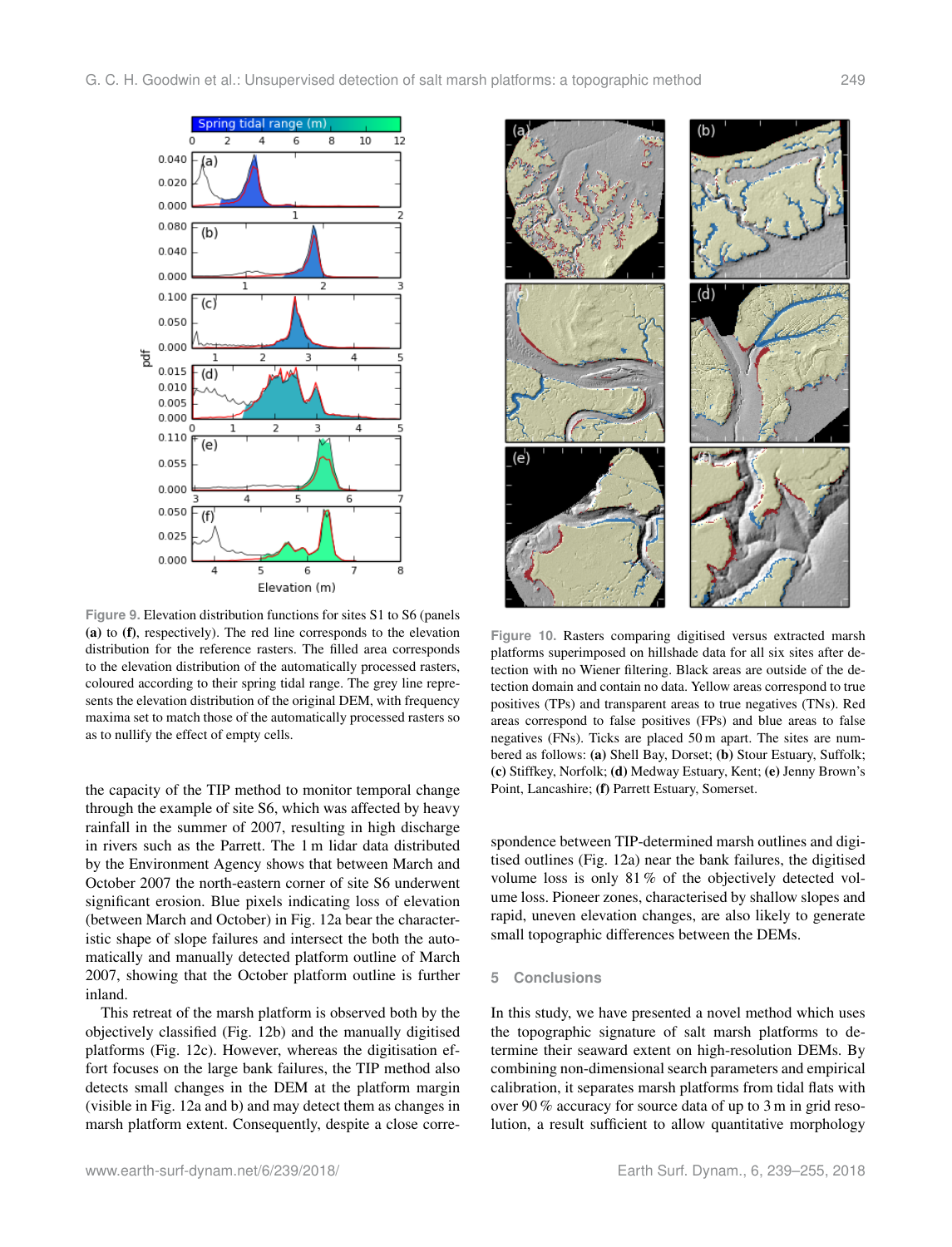Figure 9. Elevation distribution functions for sites S1 to S6 (panels **(a)** to **(f)**, respectively). The red line corresponds to the elevation distribution for the reference rasters. The filled area corresponds to the elevation distribution of the automatically processed rasters, coloured according to their spring tidal range. The grey line represents the elevation distribution of the original DEM, with frequency maxima set to match those of the automatically processed rasters so as to nullify the effect of empty cells.

Figure 10. Rasters comparing digitised versus extracted marsh platforms superimposed on hillshade data for all six sites after detection with no Wiener filtering. Black areas are outside of the detection domain and contain no data. Yellow areas correspond to true positives (TPs) and transparent areas to true negatives (TNs). Red areas correspond to false positives (FPs) and blue areas to false negatives (FNs). Ticks are placed 50 m apart. The sites are numbered as follows: **(a)** Shell Bay, Dorset; **(b)** Stour Estuary, Suffolk; **(c)** Stiffkey, Norfolk; **(d)** Medway Estuary, Kent; **(e)** Jenny Brown's Point, Lancashire; **(f)** Parrett Estuary, Somerset.

the capacity of the TIP method to monitor temporal change through the example of site S6, which was affected by heavy rainfall in the summer of 2007, resulting in high discharge in rivers such as the Parrett. The 1 m lidar data distributed by the Environment Agency shows that between March and October 2007 the north-eastern corner of site S6 underwent significant erosion. Blue pixels indicating loss of elevation (between March and October) in Fig. 12a bear the characteristic shape of slope failures and intersect the both the automatically and manually detected platform outline of March 2007, showing that the October platform outline is further inland.

This retreat of the marsh platform is observed both by the objectively classified (Fig. 12b) and the manually digitised platforms (Fig. 12c). However, whereas the digitisation effort focuses on the large bank failures, the TIP method also detects small changes in the DEM at the platform margin (visible in Fig. 12a and b) and may detect them as changes in marsh platform extent. Consequently, despite a close correspondence between TIP-determined marsh outlines and digitised outlines (Fig. 12a) near the bank failures, the digitised volume loss is only 81 % of the objectively detected volume loss. Pioneer zones, characterised by shallow slopes and rapid, uneven elevation changes, are also likely to generate small topographic differences between the DEMs.

## 5 Conclusions

In this study, we have presented a novel method which uses the topographic signature of salt marsh platforms to determine their seaward extent on high-resolution DEMs. By combining non-dimensional search parameters and empirical calibration, it separates marsh platforms from tidal flats with over 90 % accuracy for source data of up to 3 m in grid resolution, a result sufficient to allow quantitative morphology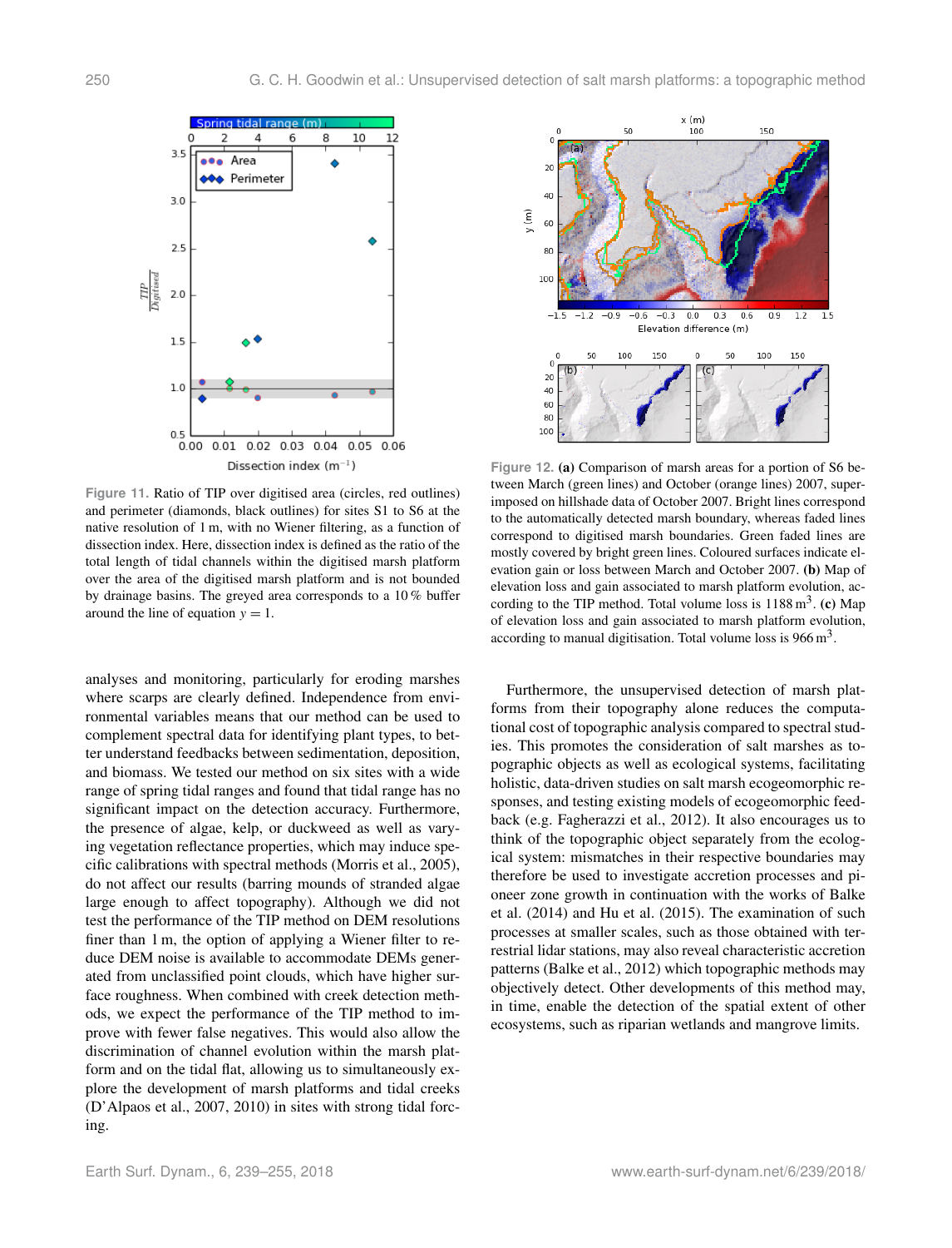Figure 11. Ratio of TIP over digitised area (circles, red outlines) and perimeter (diamonds, black outlines) for sites S1 to S6 at the native resolution of 1 m, with no Wiener filtering, as a function of dissection index. Here, dissection index is defined as the ratio of the total length of tidal channels within the digitised marsh platform over the area of the digitised marsh platform and is not bounded by drainage basins. The greyed area corresponds to a 10 % buffer around the line of equation $y = 1$.

Figure 12. **(a)** Comparison of marsh areas for a portion of S6 between March (green lines) and October (orange lines) 2007, superimposed on hillshade data of October 2007. Bright lines correspond to the automatically detected marsh boundary, whereas faded lines correspond to digitised marsh boundaries. Green faded lines are mostly covered by bright green lines. Coloured surfaces indicate elevation gain or loss between March and October 2007. **(b)** Map of elevation loss and gain associated to marsh platform evolution, according to the TIP method. Total volume loss is 1188 $m^3$. **(c)** Map of elevation loss and gain associated to marsh platform evolution, according to manual digitisation. Total volume loss is 966 $m^3$.

analyses and monitoring, particularly for eroding marshes where scarps are clearly defined. Independence from environmental variables means that our method can be used to complement spectral data for identifying plant types, to better understand feedbacks between sedimentation, deposition, and biomass. We tested our method on six sites with a wide range of spring tidal ranges and found that tidal range has no significant impact on the detection accuracy. Furthermore, the presence of algae, kelp, or duckweed as well as varying vegetation reflectance properties, which may induce specific calibrations with spectral methods (Morris et al., 2005), do not affect our results (barring mounds of stranded algae large enough to affect topography). Although we did not test the performance of the TIP method on DEM resolutions finer than 1 m, the option of applying a Wiener filter to reduce DEM noise is available to accommodate DEMs generated from unclassified point clouds, which have higher surface roughness. When combined with creek detection methods, we expect the performance of the TIP method to improve with fewer false negatives. This would also allow the discrimination of channel evolution within the marsh platform and on the tidal flat, allowing us to simultaneously explore the development of marsh platforms and tidal creeks (D'Alpaos et al., 2007, 2010) in sites with strong tidal forcing.

Furthermore, the unsupervised detection of marsh platforms from their topography alone reduces the computational cost of topographic analysis compared to spectral studies. This promotes the consideration of salt marshes as topographic objects as well as ecological systems, facilitating holistic, data-driven studies on salt marsh ecogeomorphic responses, and testing existing models of ecogeomorphic feedback (e.g. Fagherazzi et al., 2012). It also encourages us to think of the topographic object separately from the ecological system: mismatches in their respective boundaries may therefore be used to investigate accretion processes and pioneer zone growth in continuation with the works of Balke et al. (2014) and Hu et al. (2015). The examination of such processes at smaller scales, such as those obtained with terrestrial lidar stations, may also reveal characteristic accretion patterns (Balke et al., 2012) which topographic methods may objectively detect. Other developments of this method may, in time, enable the detection of the spatial extent of other ecosystems, such as riparian wetlands and mangrove limits.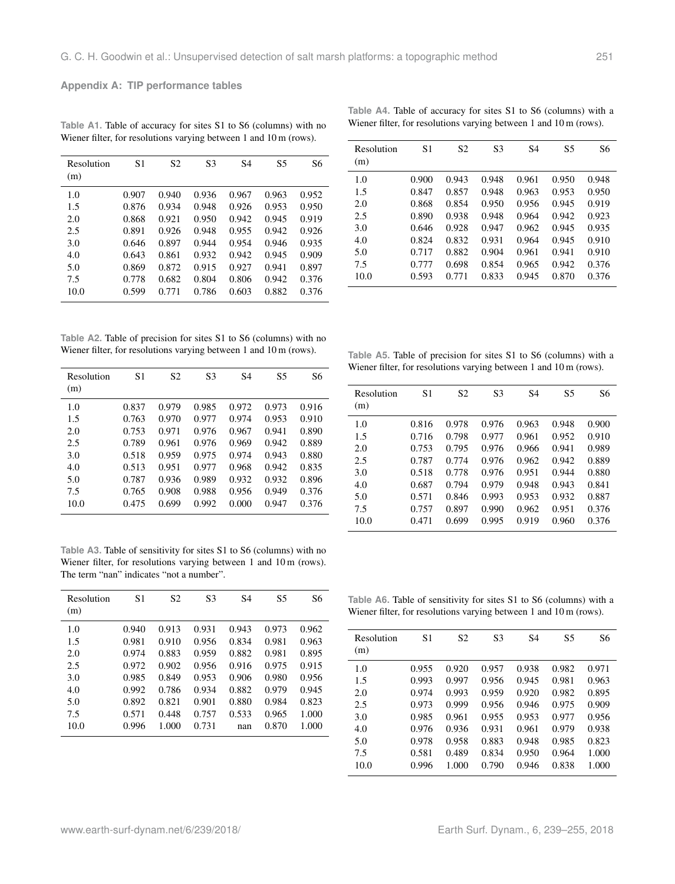## Appendix A: TIP performance tables

**Table A1.** Table of accuracy for sites S1 to S6 (columns) with no Wiener filter, for resolutions varying between 1 and 10 m (rows).

| Resolution (m) | S1 | S2 | S3 | S4 | S5 | S6 |
|---|---|---|---|---|---|---|
| 1.0 | 0.907 | 0.940 | 0.936 | 0.967 | 0.963 | 0.952 |
| 1.5 | 0.876 | 0.934 | 0.948 | 0.926 | 0.953 | 0.950 |
| 2.0 | 0.868 | 0.921 | 0.950 | 0.942 | 0.945 | 0.919 |
| 2.5 | 0.891 | 0.926 | 0.948 | 0.955 | 0.942 | 0.926 |
| 3.0 | 0.646 | 0.897 | 0.944 | 0.954 | 0.946 | 0.935 |
| 4.0 | 0.643 | 0.861 | 0.932 | 0.942 | 0.945 | 0.909 |
| 5.0 | 0.869 | 0.872 | 0.915 | 0.927 | 0.941 | 0.897 |
| 7.5 | 0.778 | 0.682 | 0.804 | 0.806 | 0.942 | 0.376 |
| 10.0 | 0.599 | 0.771 | 0.786 | 0.603 | 0.882 | 0.376 |

**Table A2.** Table of precision for sites S1 to S6 (columns) with no Wiener filter, for resolutions varying between 1 and 10 m (rows).

| Resolution (m) | S1 | S2 | S3 | S4 | S5 | S6 |
|---|---|---|---|---|---|---|
| 1.0 | 0.837 | 0.979 | 0.985 | 0.972 | 0.973 | 0.916 |
| 1.5 | 0.763 | 0.970 | 0.977 | 0.974 | 0.953 | 0.910 |
| 2.0 | 0.753 | 0.971 | 0.976 | 0.967 | 0.941 | 0.890 |
| 2.5 | 0.789 | 0.961 | 0.976 | 0.969 | 0.942 | 0.889 |
| 3.0 | 0.518 | 0.959 | 0.975 | 0.974 | 0.943 | 0.880 |
| 4.0 | 0.513 | 0.951 | 0.977 | 0.968 | 0.942 | 0.835 |
| 5.0 | 0.787 | 0.936 | 0.989 | 0.932 | 0.932 | 0.896 |
| 7.5 | 0.765 | 0.908 | 0.988 | 0.956 | 0.949 | 0.376 |
| 10.0 | 0.475 | 0.699 | 0.992 | 0.000 | 0.947 | 0.376 |

**Table A3.** Table of sensitivity for sites S1 to S6 (columns) with no Wiener filter, for resolutions varying between 1 and 10 m (rows). The term "nan" indicates "not a number".

| Resolution (m) | S1 | S2 | S3 | S4 | S5 | S6 |
|---|---|---|---|---|---|---|
| 1.0 | 0.940 | 0.913 | 0.931 | 0.943 | 0.973 | 0.962 |
| 1.5 | 0.981 | 0.910 | 0.956 | 0.834 | 0.981 | 0.963 |
| 2.0 | 0.974 | 0.883 | 0.959 | 0.882 | 0.981 | 0.895 |
| 2.5 | 0.972 | 0.902 | 0.956 | 0.916 | 0.975 | 0.915 |
| 3.0 | 0.985 | 0.849 | 0.953 | 0.906 | 0.980 | 0.956 |
| 4.0 | 0.992 | 0.786 | 0.934 | 0.882 | 0.979 | 0.945 |
| 5.0 | 0.892 | 0.821 | 0.901 | 0.880 | 0.984 | 0.823 |
| 7.5 | 0.571 | 0.448 | 0.757 | 0.533 | 0.965 | 1.000 |
| 10.0 | 0.996 | 1.000 | 0.731 | nan | 0.870 | 1.000 |

**Table A4.** Table of accuracy for sites S1 to S6 (columns) with a Wiener filter, for resolutions varying between 1 and 10 m (rows).

| Resolution (m) | S1 | S2 | S3 | S4 | S5 | S6 |
|---|---|---|---|---|---|---|
| 1.0 | 0.900 | 0.943 | 0.948 | 0.961 | 0.950 | 0.948 |
| 1.5 | 0.847 | 0.857 | 0.948 | 0.963 | 0.953 | 0.950 |
| 2.0 | 0.868 | 0.854 | 0.950 | 0.956 | 0.945 | 0.919 |
| 2.5 | 0.890 | 0.938 | 0.948 | 0.964 | 0.942 | 0.923 |
| 3.0 | 0.646 | 0.928 | 0.947 | 0.962 | 0.945 | 0.935 |
| 4.0 | 0.824 | 0.832 | 0.931 | 0.964 | 0.945 | 0.910 |
| 5.0 | 0.717 | 0.882 | 0.904 | 0.961 | 0.941 | 0.910 |
| 7.5 | 0.777 | 0.698 | 0.854 | 0.965 | 0.942 | 0.376 |
| 10.0 | 0.593 | 0.771 | 0.833 | 0.945 | 0.870 | 0.376 |

**Table A5.** Table of precision for sites S1 to S6 (columns) with a Wiener filter, for resolutions varying between 1 and 10 m (rows).

| Resolution (m) | S1 | S2 | S3 | S4 | S5 | S6 |
|---|---|---|---|---|---|---|
| 1.0 | 0.816 | 0.978 | 0.976 | 0.963 | 0.948 | 0.900 |
| 1.5 | 0.716 | 0.798 | 0.977 | 0.961 | 0.952 | 0.910 |
| 2.0 | 0.753 | 0.795 | 0.976 | 0.966 | 0.941 | 0.989 |
| 2.5 | 0.787 | 0.774 | 0.976 | 0.962 | 0.942 | 0.889 |
| 3.0 | 0.518 | 0.778 | 0.976 | 0.951 | 0.944 | 0.880 |
| 4.0 | 0.687 | 0.794 | 0.979 | 0.948 | 0.943 | 0.841 |
| 5.0 | 0.571 | 0.846 | 0.993 | 0.953 | 0.932 | 0.887 |
| 7.5 | 0.757 | 0.897 | 0.990 | 0.962 | 0.951 | 0.376 |
| 10.0 | 0.471 | 0.699 | 0.995 | 0.919 | 0.960 | 0.376 |

**Table A6.** Table of sensitivity for sites S1 to S6 (columns) with a Wiener filter, for resolutions varying between 1 and 10 m (rows).

| Resolution (m) | S1 | S2 | S3 | S4 | S5 | S6 |
|---|---|---|---|---|---|---|
| 1.0 | 0.955 | 0.920 | 0.957 | 0.938 | 0.982 | 0.971 |
| 1.5 | 0.993 | 0.997 | 0.956 | 0.945 | 0.981 | 0.963 |
| 2.0 | 0.974 | 0.993 | 0.959 | 0.920 | 0.982 | 0.895 |
| 2.5 | 0.973 | 0.999 | 0.956 | 0.946 | 0.975 | 0.909 |
| 3.0 | 0.985 | 0.961 | 0.955 | 0.953 | 0.977 | 0.956 |
| 4.0 | 0.976 | 0.936 | 0.931 | 0.961 | 0.979 | 0.938 |
| 5.0 | 0.978 | 0.958 | 0.883 | 0.948 | 0.985 | 0.823 |
| 7.5 | 0.581 | 0.489 | 0.834 | 0.950 | 0.964 | 1.000 |
| 10.0 | 0.996 | 1.000 | 0.790 | 0.946 | 0.838 | 1.000 |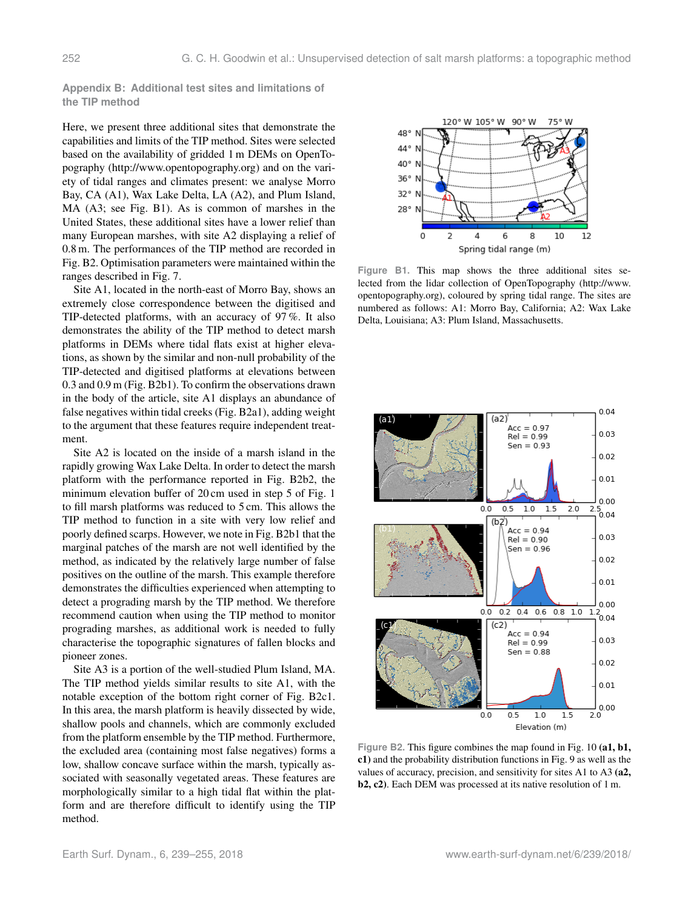## Appendix B: Additional test sites and limitations of the TIP method

Here, we present three additional sites that demonstrate the capabilities and limits of the TIP method. Sites were selected based on the availability of gridded 1 m DEMs on OpenTopography (http://www.opentopography.org) and on the variety of tidal ranges and climates present: we analyse Morro Bay, CA (A1), Wax Lake Delta, LA (A2), and Plum Island, MA (A3; see Fig. B1). As is common of marshes in the United States, these additional sites have a lower relief than many European marshes, with site A2 displaying a relief of 0.8 m. The performances of the TIP method are recorded in Fig. B2. Optimisation parameters were maintained within the ranges described in Fig. 7.

Site A1, located in the north-east of Morro Bay, shows an extremely close correspondence between the digitised and TIP-detected platforms, with an accuracy of 97 %. It also demonstrates the ability of the TIP method to detect marsh platforms in DEMs where tidal flats exist at higher elevations, as shown by the similar and non-null probability of the TIP-detected and digitised platforms at elevations between 0.3 and 0.9 m (Fig. B2b1). To confirm the observations drawn in the body of the article, site A1 displays an abundance of false negatives within tidal creeks (Fig. B2a1), adding weight to the argument that these features require independent treatment.

Site A2 is located on the inside of a marsh island in the rapidly growing Wax Lake Delta. In order to detect the marsh platform with the performance reported in Fig. B2b2, the minimum elevation buffer of 20 cm used in step 5 of Fig. 1 to fill marsh platforms was reduced to 5 cm. This allows the TIP method to function in a site with very low relief and poorly defined scarps. However, we note in Fig. B2b1 that the marginal patches of the marsh are not well identified by the method, as indicated by the relatively large number of false positives on the outline of the marsh. This example therefore demonstrates the difficulties experienced when attempting to detect a prograding marsh by the TIP method. We therefore recommend caution when using the TIP method to monitor prograding marshes, as additional work is needed to fully characterise the topographic signatures of fallen blocks and pioneer zones.

Site A3 is a portion of the well-studied Plum Island, MA. The TIP method yields similar results to site A1, with the notable exception of the bottom right corner of Fig. B2c1. In this area, the marsh platform is heavily dissected by wide, shallow pools and channels, which are commonly excluded from the platform ensemble by the TIP method. Furthermore, the excluded area (containing most false negatives) forms a low, shallow concave surface within the marsh, typically associated with seasonally vegetated areas. These features are morphologically similar to a high tidal flat within the platform and are therefore difficult to identify using the TIP method.

**Figure B1.** This map shows the three additional sites selected from the lidar collection of OpenTopography (http://www.opentopography.org), coloured by spring tidal range. The sites are numbered as follows: A1: Morro Bay, California; A2: Wax Lake Delta, Louisiana; A3: Plum Island, Massachusetts.

**Figure B2.** This figure combines the map found in Fig. 10 **(a1, b1, c1)** and the probability distribution functions in Fig. 9 as well as the values of accuracy, precision, and sensitivity for sites A1 to A3 **(a2, b2, c2)**. Each DEM was processed at its native resolution of 1 m.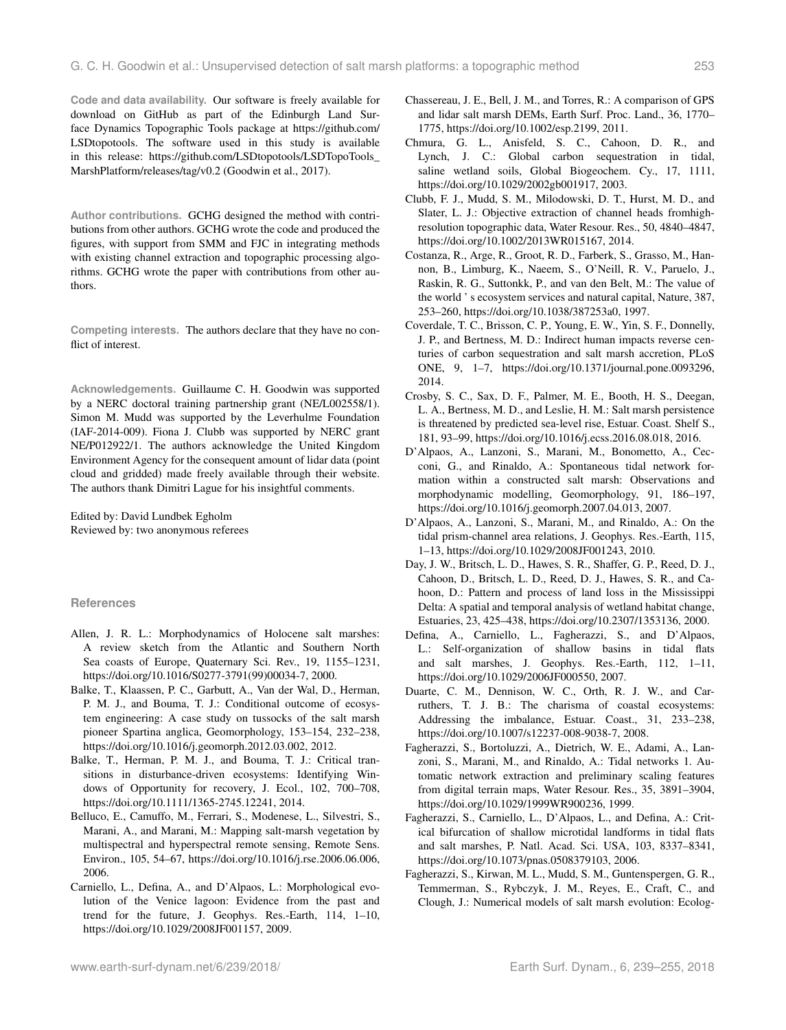**Code and data availability.** Our software is freely available for download on GitHub as part of the Edinburgh Land Surface Dynamics Topographic Tools package at https://github.com/LSDtopotools. The software used in this study is available in this release: https://github.com/LSDtopotools/LSDTopoTools_MarshPlatform/releases/tag/v0.2 (Goodwin et al., 2017).

**Author contributions.** GCHG designed the method with contributions from other authors. GCHG wrote the code and produced the figures, with support from SMM and FJC in integrating methods with existing channel extraction and topographic processing algorithms. GCHG wrote the paper with contributions from other authors.

**Competing interests.** The authors declare that they have no conflict of interest.

**Acknowledgements.** Guillaume C. H. Goodwin was supported by a NERC doctoral training partnership grant (NE/L002558/1). Simon M. Mudd was supported by the Leverhulme Foundation (IAF-2014-009). Fiona J. Clubb was supported by NERC grant NE/P012922/1. The authors acknowledge the United Kingdom Environment Agency for the consequent amount of lidar data (point cloud and gridded) made freely available through their website. The authors thank Dimitri Lague for his insightful comments.

Edited by: David Lundbek Egholm
Reviewed by: two anonymous referees

## References

Allen, J. R. L.: Morphodynamics of Holocene salt marshes: A review sketch from the Atlantic and Southern North Sea coasts of Europe, Quaternary Sci. Rev., 19, 1155–1231, https://doi.org/10.1016/S0277-3791(99)00034-7, 2000.

Balke, T., Klaassen, P. C., Garbutt, A., Van der Wal, D., Herman, P. M. J., and Bouma, T. J.: Conditional outcome of ecosystem engineering: A case study on tussocks of the salt marsh pioneer Spartina anglica, Geomorphology, 153–154, 232–238, https://doi.org/10.1016/j.geomorph.2012.03.002, 2012.

Balke, T., Herman, P. M. J., and Bouma, T. J.: Critical transitions in disturbance-driven ecosystems: Identifying Windows of Opportunity for recovery, J. Ecol., 102, 700–708, https://doi.org/10.1111/1365-2745.12241, 2014.

Belluco, E., Camuffo, M., Ferrari, S., Modenese, L., Silvestri, S., Marani, A., and Marani, M.: Mapping salt-marsh vegetation by multispectral and hyperspectral remote sensing, Remote Sens. Environ., 105, 54–67, https://doi.org/10.1016/j.rse.2006.06.006, 2006.

Carniello, L., Defina, A., and D'Alpaos, L.: Morphological evolution of the Venice lagoon: Evidence from the past and trend for the future, J. Geophys. Res.-Earth, 114, 1–10, https://doi.org/10.1029/2008JF001157, 2009.

Chassereau, J. E., Bell, J. M., and Torres, R.: A comparison of GPS and lidar salt marsh DEMs, Earth Surf. Proc. Land., 36, 1770–1775, https://doi.org/10.1002/esp.2199, 2011.

Chmura, G. L., Anisfeld, S. C., Cahoon, D. R., and Lynch, J. C.: Global carbon sequestration in tidal, saline wetland soils, Global Biogeochem. Cy., 17, 1111, https://doi.org/10.1029/2002gb001917, 2003.

Clubb, F. J., Mudd, S. M., Milodowski, D. T., Hurst, M. D., and Slater, L. J.: Objective extraction of channel heads fromhigh-resolution topographic data, Water Resour. Res., 50, 4840–4847, https://doi.org/10.1002/2013WR015167, 2014.

Costanza, R., Arge, R., Groot, R. D., Farberk, S., Grasso, M., Hannon, B., Limburg, K., Naeem, S., O'Neill, R. V., Paruelo, J., Raskin, R. G., Suttonkk, P., and van den Belt, M.: The value of the world ' s ecosystem services and natural capital, Nature, 387, 253–260, https://doi.org/10.1038/387253a0, 1997.

Coverdale, T. C., Brisson, C. P., Young, E. W., Yin, S. F., Donnelly, J. P., and Bertness, M. D.: Indirect human impacts reverse centuries of carbon sequestration and salt marsh accretion, PLoS ONE, 9, 1–7, https://doi.org/10.1371/journal.pone.0093296, 2014.

Crosby, S. C., Sax, D. F., Palmer, M. E., Booth, H. S., Deegan, L. A., Bertness, M. D., and Leslie, H. M.: Salt marsh persistence is threatened by predicted sea-level rise, Estuar. Coast. Shelf S., 181, 93–99, https://doi.org/10.1016/j.ecss.2016.08.018, 2016.

D'Alpaos, A., Lanzoni, S., Marani, M., Bonometto, A., Cecconi, G., and Rinaldo, A.: Spontaneous tidal network formation within a constructed salt marsh: Observations and morphodynamic modelling, Geomorphology, 91, 186–197, https://doi.org/10.1016/j.geomorph.2007.04.013, 2007.

D'Alpaos, A., Lanzoni, S., Marani, M., and Rinaldo, A.: On the tidal prism-channel area relations, J. Geophys. Res.-Earth, 115, 1–13, https://doi.org/10.1029/2008JF001243, 2010.

Day, J. W., Britsch, L. D., Hawes, S. R., Shaffer, G. P., Reed, D. J., Cahoon, D., Britsch, L. D., Reed, D. J., Hawes, S. R., and Cahoon, D.: Pattern and process of land loss in the Mississippi Delta: A spatial and temporal analysis of wetland habitat change, Estuaries, 23, 425–438, https://doi.org/10.2307/1353136, 2000.

Defina, A., Carniello, L., Fagherazzi, S., and D'Alpaos, L.: Self-organization of shallow basins in tidal flats and salt marshes, J. Geophys. Res.-Earth, 112, 1–11, https://doi.org/10.1029/2006JF000550, 2007.

Duarte, C. M., Dennison, W. C., Orth, R. J. W., and Carruthers, T. J. B.: The charisma of coastal ecosystems: Addressing the imbalance, Estuar. Coast., 31, 233–238, https://doi.org/10.1007/s12237-008-9038-7, 2008.

Fagherazzi, S., Bortoluzzi, A., Dietrich, W. E., Adami, A., Lanzoni, S., Marani, M., and Rinaldo, A.: Tidal networks 1. Automatic network extraction and preliminary scaling features from digital terrain maps, Water Resour. Res., 35, 3891–3904, https://doi.org/10.1029/1999WR900236, 1999.

Fagherazzi, S., Carniello, L., D'Alpaos, L., and Defina, A.: Critical bifurcation of shallow microtidal landforms in tidal flats and salt marshes, P. Natl. Acad. Sci. USA, 103, 8337–8341, https://doi.org/10.1073/pnas.0508379103, 2006.

Fagherazzi, S., Kirwan, M. L., Mudd, S. M., Guntenspergen, G. R., Temmerman, S., Rybczyk, J. M., Reyes, E., Craft, C., and Clough, J.: Numerical models of salt marsh evolution: Ecolog-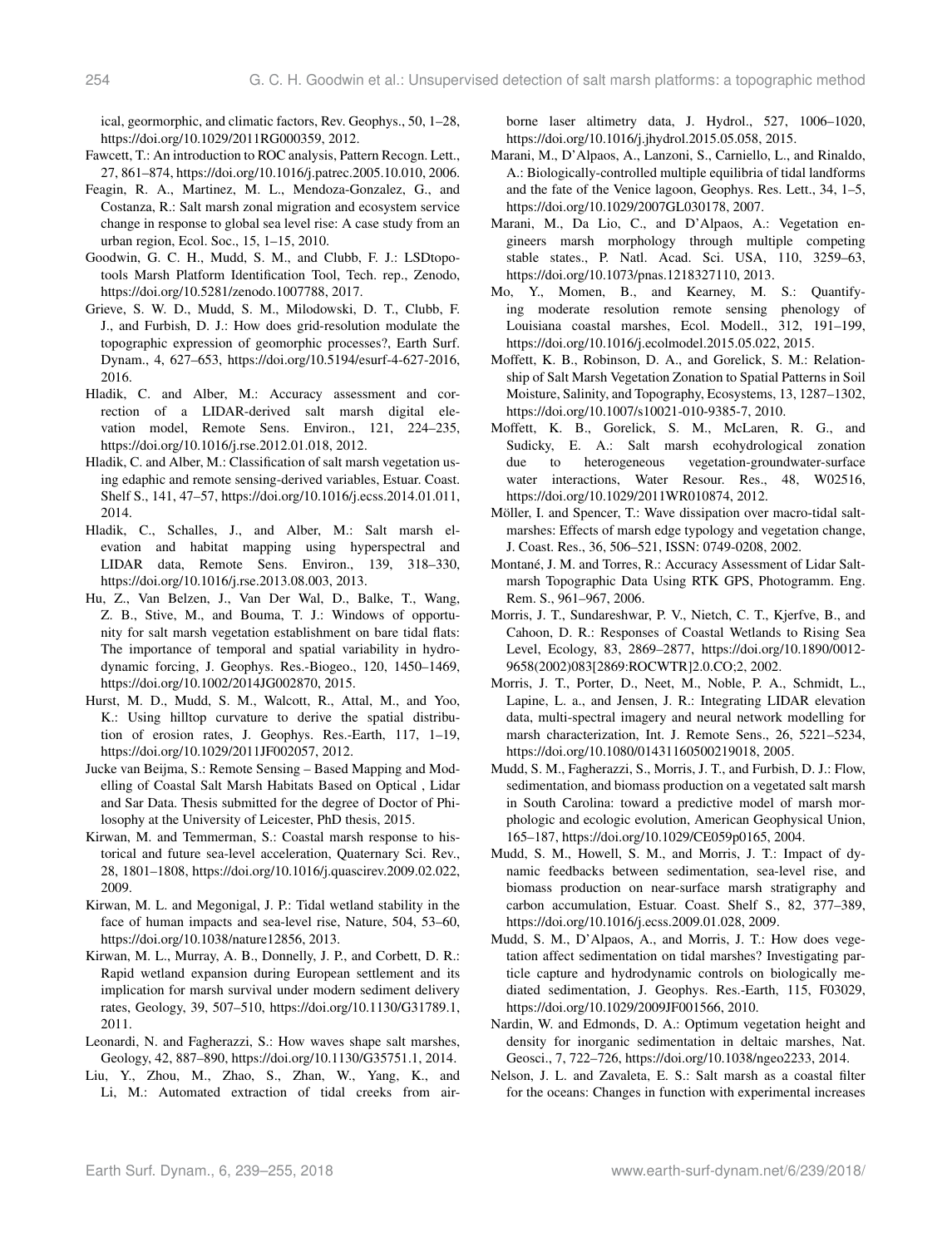ical, geormorphic, and climatic factors, Rev. Geophys., 50, 1–28, https://doi.org/10.1029/2011RG000359, 2012.

Fawcett, T.: An introduction to ROC analysis, Pattern Recogn. Lett., 27, 861–874, https://doi.org/10.1016/j.patrec.2005.10.010, 2006.

Feagin, R. A., Martinez, M. L., Mendoza-Gonzalez, G., and Costanza, R.: Salt marsh zonal migration and ecosystem service change in response to global sea level rise: A case study from an urban region, Ecol. Soc., 15, 1–15, 2010.

Goodwin, G. C. H., Mudd, S. M., and Clubb, F. J.: LSDtopotools Marsh Platform Identification Tool, Tech. rep., Zenodo, https://doi.org/10.5281/zenodo.1007788, 2017.

Grieve, S. W. D., Mudd, S. M., Milodowski, D. T., Clubb, F. J., and Furbish, D. J.: How does grid-resolution modulate the topographic expression of geomorphic processes?, Earth Surf. Dynam., 4, 627–653, https://doi.org/10.5194/esurf-4-627-2016, 2016.

Hladik, C. and Alber, M.: Accuracy assessment and correction of a LIDAR-derived salt marsh digital elevation model, Remote Sens. Environ., 121, 224–235, https://doi.org/10.1016/j.rse.2012.01.018, 2012.

Hladik, C. and Alber, M.: Classification of salt marsh vegetation using edaphic and remote sensing-derived variables, Estuar. Coast. Shelf S., 141, 47–57, https://doi.org/10.1016/j.ecss.2014.01.011, 2014.

Hladik, C., Schalles, J., and Alber, M.: Salt marsh elevation and habitat mapping using hyperspectral and LIDAR data, Remote Sens. Environ., 139, 318–330, https://doi.org/10.1016/j.rse.2013.08.003, 2013.

Hu, Z., Van Belzen, J., Van Der Wal, D., Balke, T., Wang, Z. B., Stive, M., and Bouma, T. J.: Windows of opportunity for salt marsh vegetation establishment on bare tidal flats: The importance of temporal and spatial variability in hydrodynamic forcing, J. Geophys. Res.-Biogeo., 120, 1450–1469, https://doi.org/10.1002/2014JG002870, 2015.

Hurst, M. D., Mudd, S. M., Walcott, R., Attal, M., and Yoo, K.: Using hilltop curvature to derive the spatial distribution of erosion rates, J. Geophys. Res.-Earth, 117, 1–19, https://doi.org/10.1029/2011JF002057, 2012.

Jucke van Beijma, S.: Remote Sensing – Based Mapping and Modelling of Coastal Salt Marsh Habitats Based on Optical , Lidar and Sar Data. Thesis submitted for the degree of Doctor of Philosophy at the University of Leicester, PhD thesis, 2015.

Kirwan, M. and Temmerman, S.: Coastal marsh response to historical and future sea-level acceleration, Quaternary Sci. Rev., 28, 1801–1808, https://doi.org/10.1016/j.quascirev.2009.02.022, 2009.

Kirwan, M. L. and Megonigal, J. P.: Tidal wetland stability in the face of human impacts and sea-level rise, Nature, 504, 53–60, https://doi.org/10.1038/nature12856, 2013.

Kirwan, M. L., Murray, A. B., Donnelly, J. P., and Corbett, D. R.: Rapid wetland expansion during European settlement and its implication for marsh survival under modern sediment delivery rates, Geology, 39, 507–510, https://doi.org/10.1130/G31789.1, 2011.

Leonardi, N. and Fagherazzi, S.: How waves shape salt marshes, Geology, 42, 887–890, https://doi.org/10.1130/G35751.1, 2014.

Liu, Y., Zhou, M., Zhao, S., Zhan, W., Yang, K., and Li, M.: Automated extraction of tidal creeks from airborne laser altimetry data, J. Hydrol., 527, 1006–1020, https://doi.org/10.1016/j.jhydrol.2015.05.058, 2015.

Marani, M., D'Alpaos, A., Lanzoni, S., Carniello, L., and Rinaldo, A.: Biologically-controlled multiple equilibria of tidal landforms and the fate of the Venice lagoon, Geophys. Res. Lett., 34, 1–5, https://doi.org/10.1029/2007GL030178, 2007.

Marani, M., Da Lio, C., and D'Alpaos, A.: Vegetation engineers marsh morphology through multiple competing stable states., P. Natl. Acad. Sci. USA, 110, 3259–63, https://doi.org/10.1073/pnas.1218327110, 2013.

Mo, Y., Momen, B., and Kearney, M. S.: Quantifying moderate resolution remote sensing phenology of Louisiana coastal marshes, Ecol. Modell., 312, 191–199, https://doi.org/10.1016/j.ecolmodel.2015.05.022, 2015.

Moffett, K. B., Robinson, D. A., and Gorelick, S. M.: Relationship of Salt Marsh Vegetation Zonation to Spatial Patterns in Soil Moisture, Salinity, and Topography, Ecosystems, 13, 1287–1302, https://doi.org/10.1007/s10021-010-9385-7, 2010.

Moffett, K. B., Gorelick, S. M., McLaren, R. G., and Sudicky, E. A.: Salt marsh ecohydrological zonation due to heterogeneous vegetation-groundwater-surface water interactions, Water Resour. Res., 48, W02516, https://doi.org/10.1029/2011WR010874, 2012.

Möller, I. and Spencer, T.: Wave dissipation over macro-tidal saltmarshes: Effects of marsh edge typology and vegetation change, J. Coast. Res., 36, 506–521, ISSN: 0749-0208, 2002.

Montané, J. M. and Torres, R.: Accuracy Assessment of Lidar Saltmarsh Topographic Data Using RTK GPS, Photogramm. Eng. Rem. S., 961–967, 2006.

Morris, J. T., Sundareshwar, P. V., Nietch, C. T., Kjerfve, B., and Cahoon, D. R.: Responses of Coastal Wetlands to Rising Sea Level, Ecology, 83, 2869–2877, https://doi.org/10.1890/0012-9658(2002)083[2869:ROCWTR]2.0.CO;2, 2002.

Morris, J. T., Porter, D., Neet, M., Noble, P. A., Schmidt, L., Lapine, L. a., and Jensen, J. R.: Integrating LIDAR elevation data, multi-spectral imagery and neural network modelling for marsh characterization, Int. J. Remote Sens., 26, 5221–5234, https://doi.org/10.1080/01431160500219018, 2005.

Mudd, S. M., Fagherazzi, S., Morris, J. T., and Furbish, D. J.: Flow, sedimentation, and biomass production on a vegetated salt marsh in South Carolina: toward a predictive model of marsh morphologic and ecologic evolution, American Geophysical Union, 165–187, https://doi.org/10.1029/CE059p0165, 2004.

Mudd, S. M., Howell, S. M., and Morris, J. T.: Impact of dynamic feedbacks between sedimentation, sea-level rise, and biomass production on near-surface marsh stratigraphy and carbon accumulation, Estuar. Coast. Shelf S., 82, 377–389, https://doi.org/10.1016/j.ecss.2009.01.028, 2009.

Mudd, S. M., D'Alpaos, A., and Morris, J. T.: How does vegetation affect sedimentation on tidal marshes? Investigating particle capture and hydrodynamic controls on biologically mediated sedimentation, J. Geophys. Res.-Earth, 115, F03029, https://doi.org/10.1029/2009JF001566, 2010.

Nardin, W. and Edmonds, D. A.: Optimum vegetation height and density for inorganic sedimentation in deltaic marshes, Nat. Geosci., 7, 722–726, https://doi.org/10.1038/ngeo2233, 2014.

Nelson, J. L. and Zavaleta, E. S.: Salt marsh as a coastal filter for the oceans: Changes in function with experimental increases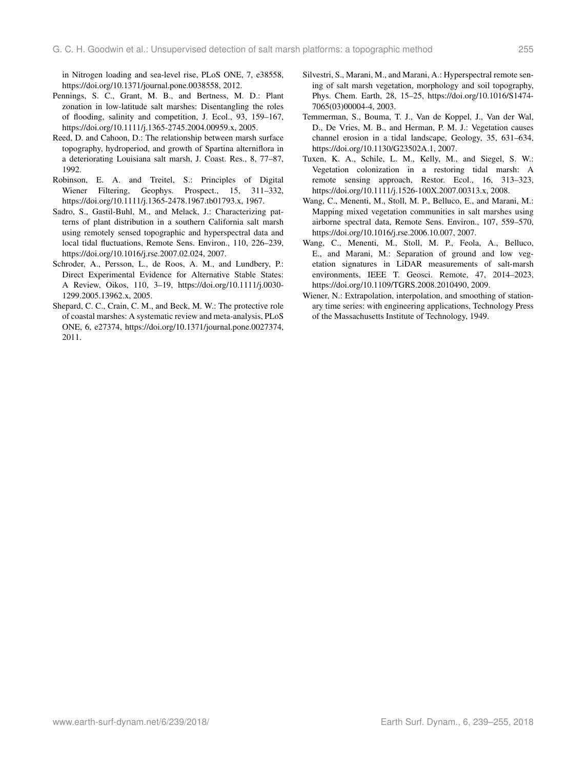in Nitrogen loading and sea-level rise, PLoS ONE, 7, e38558, https://doi.org/10.1371/journal.pone.0038558, 2012.

Pennings, S. C., Grant, M. B., and Bertness, M. D.: Plant zonation in low-latitude salt marshes: Disentangling the roles of flooding, salinity and competition, J. Ecol., 93, 159–167, https://doi.org/10.1111/j.1365-2745.2004.00959.x, 2005.

Reed, D. and Cahoon, D.: The relationship between marsh surface topography, hydroperiod, and growth of Spartina alterniflora in a deteriorating Louisiana salt marsh, J. Coast. Res., 8, 77–87, 1992.

Robinson, E. A. and Treitel, S.: Principles of Digital Wiener Filtering, Geophys. Prospect., 15, 311–332, https://doi.org/10.1111/j.1365-2478.1967.tb01793.x, 1967.

Sadro, S., Gastil-Buhl, M., and Melack, J.: Characterizing patterns of plant distribution in a southern California salt marsh using remotely sensed topographic and hyperspectral data and local tidal fluctuations, Remote Sens. Environ., 110, 226–239, https://doi.org/10.1016/j.rse.2007.02.024, 2007.

Schroder, A., Persson, L., de Roos, A. M., and Lundbery, P.: Direct Experimental Evidence for Alternative Stable States: A Review, Oikos, 110, 3–19, https://doi.org/10.1111/j.0030-1299.2005.13962.x, 2005.

Shepard, C. C., Crain, C. M., and Beck, M. W.: The protective role of coastal marshes: A systematic review and meta-analysis, PLoS ONE, 6, e27374, https://doi.org/10.1371/journal.pone.0027374, 2011.

Silvestri, S., Marani, M., and Marani, A.: Hyperspectral remote sensing of salt marsh vegetation, morphology and soil topography, Phys. Chem. Earth, 28, 15–25, https://doi.org/10.1016/S1474-7065(03)00004-4, 2003.

Temmerman, S., Bouma, T. J., Van de Koppel, J., Van der Wal, D., De Vries, M. B., and Herman, P. M. J.: Vegetation causes channel erosion in a tidal landscape, Geology, 35, 631–634, https://doi.org/10.1130/G23502A.1, 2007.

Tuxen, K. A., Schile, L. M., Kelly, M., and Siegel, S. W.: Vegetation colonization in a restoring tidal marsh: A remote sensing approach, Restor. Ecol., 16, 313–323, https://doi.org/10.1111/j.1526-100X.2007.00313.x, 2008.

Wang, C., Menenti, M., Stoll, M. P., Belluco, E., and Marani, M.: Mapping mixed vegetation communities in salt marshes using airborne spectral data, Remote Sens. Environ., 107, 559–570, https://doi.org/10.1016/j.rse.2006.10.007, 2007.

Wang, C., Menenti, M., Stoll, M. P., Feola, A., Belluco, E., and Marani, M.: Separation of ground and low vegetation signatures in LiDAR measurements of salt-marsh environments, IEEE T. Geosci. Remote, 47, 2014–2023, https://doi.org/10.1109/TGRS.2008.2010490, 2009.

Wiener, N.: Extrapolation, interpolation, and smoothing of stationary time series: with engineering applications, Technology Press of the Massachusetts Institute of Technology, 1949.